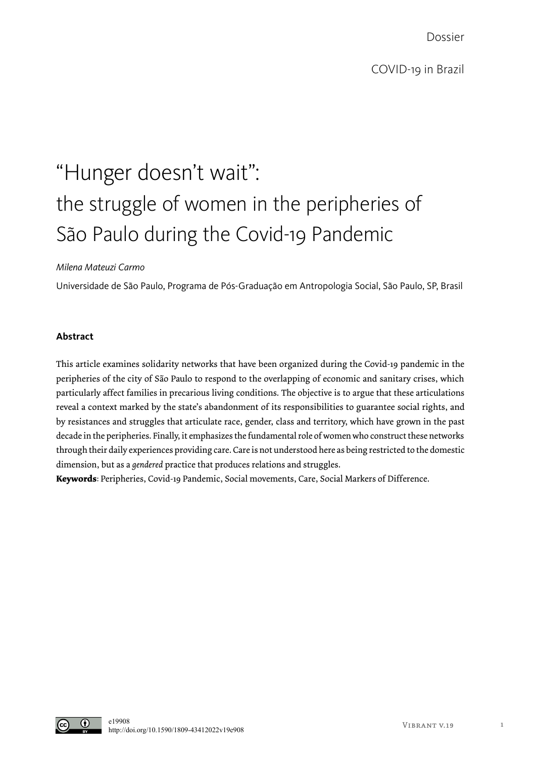Dossier

COVID-19 in Brazil

# "Hunger doesn't wait": the struggle of women in the peripheries of São Paulo during the Covid-19 Pandemic

*Milena Mateuzi Carmo*

Universidade de São Paulo, Programa de Pós-Graduação em Antropologia Social, São Paulo, SP, Brasil

### Abstract

This article examines solidarity networks that have been organized during the Covid-19 pandemic in the peripheries of the city of São Paulo to respond to the overlapping of economic and sanitary crises, which particularly affect families in precarious living conditions. The objective is to argue that these articulations reveal a context marked by the state's abandonment of its responsibilities to guarantee social rights, and by resistances and struggles that articulate race, gender, class and territory, which have grown in the past decade in the peripheries. Finally, it emphasizes the fundamental role of women who construct these networks through their daily experiences providing care. Care is not understood here as being restricted to the domestic dimension, but as a *gendered* practice that produces relations and struggles.

**Keywords**: Peripheries, Covid-19 Pandemic, Social movements, Care, Social Markers of Difference.

e19908
http://doi.org/10.1590/1809-43412022v19e908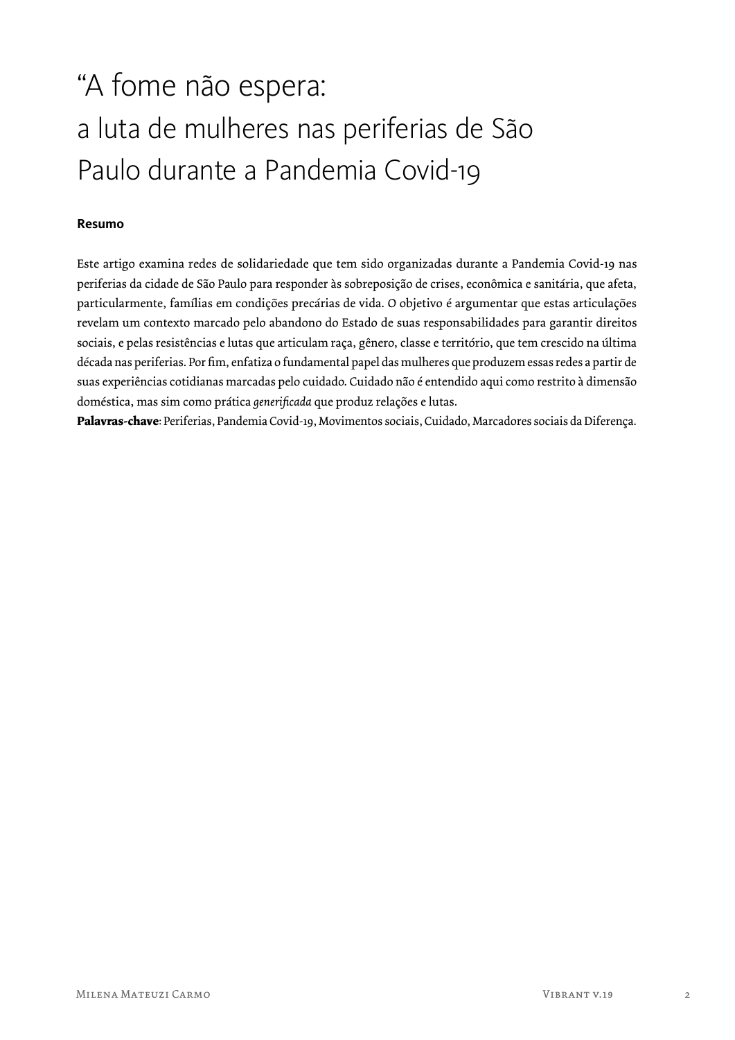# "A fome não espera: a luta de mulheres nas periferias de São Paulo durante a Pandemia Covid-19

**Resumo**

Este artigo examina redes de solidariedade que tem sido organizadas durante a Pandemia Covid-19 nas periferias da cidade de São Paulo para responder às sobreposição de crises, econômica e sanitária, que afeta, particularmente, famílias em condições precárias de vida. O objetivo é argumentar que estas articulações revelam um contexto marcado pelo abandono do Estado de suas responsabilidades para garantir direitos sociais, e pelas resistências e lutas que articulam raça, gênero, classe e território, que tem crescido na última década nas periferias. Por fim, enfatiza o fundamental papel das mulheres que produzem essas redes a partir de suas experiências cotidianas marcadas pelo cuidado. Cuidado não é entendido aqui como restrito à dimensão doméstica, mas sim como prática *generificada* que produz relações e lutas.

**Palavras-chave**: Periferias, Pandemia Covid-19, Movimentos sociais, Cuidado, Marcadores sociais da Diferença.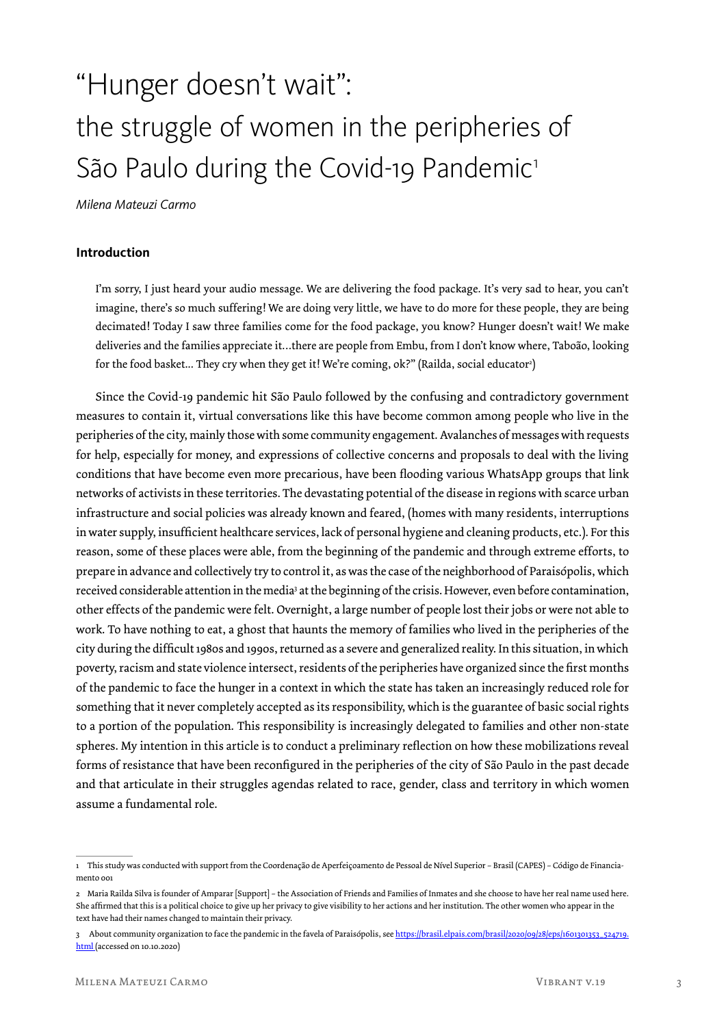# "Hunger doesn't wait": the struggle of women in the peripheries of São Paulo during the Covid-19 Pandemic[1]

*Milena Mateuzi Carmo*

## Introduction

> I'm sorry, I just heard your audio message. We are delivering the food package. It's very sad to hear, you can't imagine, there's so much suffering! We are doing very little, we have to do more for these people, they are being decimated! Today I saw three families come for the food package, you know? Hunger doesn't wait! We make deliveries and the families appreciate it…there are people from Embu, from I don't know where, Taboão, looking for the food basket… They cry when they get it! We're coming, ok?" (Railda, social educator[2])

Since the Covid-19 pandemic hit São Paulo followed by the confusing and contradictory government measures to contain it, virtual conversations like this have become common among people who live in the peripheries of the city, mainly those with some community engagement. Avalanches of messages with requests for help, especially for money, and expressions of collective concerns and proposals to deal with the living conditions that have become even more precarious, have been flooding various WhatsApp groups that link networks of activists in these territories. The devastating potential of the disease in regions with scarce urban infrastructure and social policies was already known and feared, (homes with many residents, interruptions in water supply, insufficient healthcare services, lack of personal hygiene and cleaning products, etc.). For this reason, some of these places were able, from the beginning of the pandemic and through extreme efforts, to prepare in advance and collectively try to control it, as was the case of the neighborhood of Paraisópolis, which received considerable attention in the media[3] at the beginning of the crisis. However, even before contamination, other effects of the pandemic were felt. Overnight, a large number of people lost their jobs or were not able to work. To have nothing to eat, a ghost that haunts the memory of families who lived in the peripheries of the city during the difficult 1980s and 1990s, returned as a severe and generalized reality. In this situation, in which poverty, racism and state violence intersect, residents of the peripheries have organized since the first months of the pandemic to face the hunger in a context in which the state has taken an increasingly reduced role for something that it never completely accepted as its responsibility, which is the guarantee of basic social rights to a portion of the population. This responsibility is increasingly delegated to families and other non-state spheres. My intention in this article is to conduct a preliminary reflection on how these mobilizations reveal forms of resistance that have been reconfigured in the peripheries of the city of São Paulo in the past decade and that articulate in their struggles agendas related to race, gender, class and territory in which women assume a fundamental role.

---

1 This study was conducted with support from the Coordenação de Aperfeiçoamento de Pessoal de Nível Superior – Brasil (CAPES) – Código de Financiamento 001

2 Maria Railda Silva is founder of Amparar [Support] – the Association of Friends and Families of Inmates and she choose to have her real name used here. She affirmed that this is a political choice to give up her privacy to give visibility to her actions and her institution. The other women who appear in the text have had their names changed to maintain their privacy.

3 About community organization to face the pandemic in the favela of Paraisópolis, see https://brasil.elpais.com/brasil/2020/09/28/eps/1601301353_524719.html (accessed on 10.10.2020)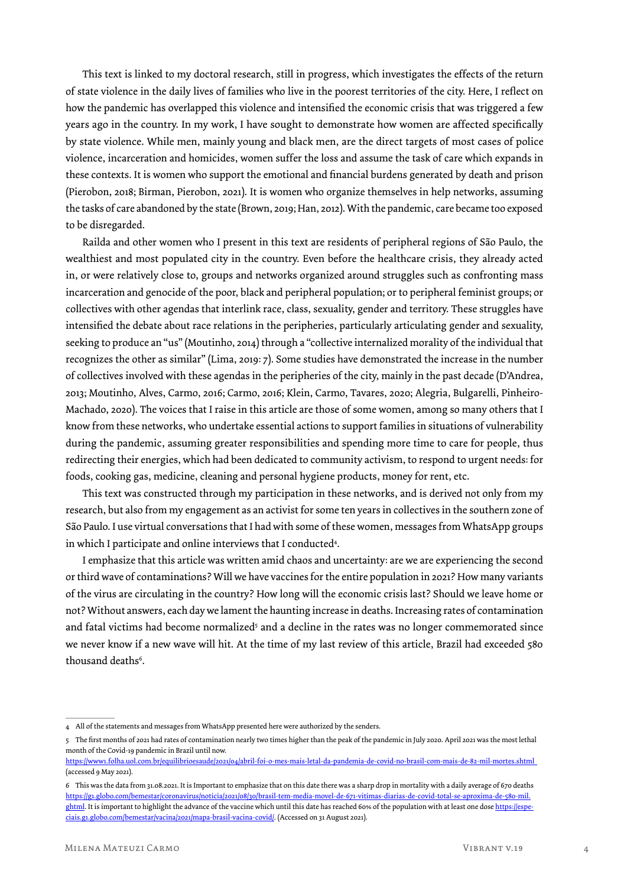This text is linked to my doctoral research, still in progress, which investigates the effects of the return of state violence in the daily lives of families who live in the poorest territories of the city. Here, I reflect on how the pandemic has overlapped this violence and intensified the economic crisis that was triggered a few years ago in the country. In my work, I have sought to demonstrate how women are affected specifically by state violence. While men, mainly young and black men, are the direct targets of most cases of police violence, incarceration and homicides, women suffer the loss and assume the task of care which expands in these contexts. It is women who support the emotional and financial burdens generated by death and prison (Pierobon, 2018; Birman, Pierobon, 2021). It is women who organize themselves in help networks, assuming the tasks of care abandoned by the state (Brown, 2019; Han, 2012). With the pandemic, care became too exposed to be disregarded.

Railda and other women who I present in this text are residents of peripheral regions of São Paulo, the wealthiest and most populated city in the country. Even before the healthcare crisis, they already acted in, or were relatively close to, groups and networks organized around struggles such as confronting mass incarceration and genocide of the poor, black and peripheral population; or to peripheral feminist groups; or collectives with other agendas that interlink race, class, sexuality, gender and territory. These struggles have intensified the debate about race relations in the peripheries, particularly articulating gender and sexuality, seeking to produce an "us" (Moutinho, 2014) through a "collective internalized morality of the individual that recognizes the other as similar" (Lima, 2019: 7). Some studies have demonstrated the increase in the number of collectives involved with these agendas in the peripheries of the city, mainly in the past decade (D'Andrea, 2013; Moutinho, Alves, Carmo, 2016; Carmo, 2016; Klein, Carmo, Tavares, 2020; Alegria, Bulgarelli, Pinheiro-Machado, 2020). The voices that I raise in this article are those of some women, among so many others that I know from these networks, who undertake essential actions to support families in situations of vulnerability during the pandemic, assuming greater responsibilities and spending more time to care for people, thus redirecting their energies, which had been dedicated to community activism, to respond to urgent needs: for foods, cooking gas, medicine, cleaning and personal hygiene products, money for rent, etc.

This text was constructed through my participation in these networks, and is derived not only from my research, but also from my engagement as an activist for some ten years in collectives in the southern zone of São Paulo. I use virtual conversations that I had with some of these women, messages from WhatsApp groups in which I participate and online interviews that I conducted[4].

I emphasize that this article was written amid chaos and uncertainty: are we are experiencing the second or third wave of contaminations? Will we have vaccines for the entire population in 2021? How many variants of the virus are circulating in the country? How long will the economic crisis last? Should we leave home or not? Without answers, each day we lament the haunting increase in deaths. Increasing rates of contamination and fatal victims had become normalized[5] and a decline in the rates was no longer commemorated since we never know if a new wave will hit. At the time of my last review of this article, Brazil had exceeded 580 thousand deaths[6].

---

4 All of the statements and messages from WhatsApp presented here were authorized by the senders.

5 The first months of 2021 had rates of contamination nearly two times higher than the peak of the pandemic in July 2020. April 2021 was the most lethal month of the Covid-19 pandemic in Brazil until now. https://www1.folha.uol.com.br/equilibrioesaude/2021/04/abril-foi-o-mes-mais-letal-da-pandemia-de-covid-no-brasil-com-mais-de-82-mil-mortes.shtml (accessed 9 May 2021).

6 This was the data from 31.08.2021. It is Important to emphasize that on this date there was a sharp drop in mortality with a daily average of 670 deaths https://g1.globo.com/bemestar/coronavirus/noticia/2021/08/30/brasil-tem-media-movel-de-671-vitimas-diarias-de-covid-total-se-aproxima-de-580-mil.ghtml. It is important to highlight the advance of the vaccine which until this date has reached 60% of the population with at least one dose https://especiais.g1.globo.com/bemestar/vacina/2021/mapa-brasil-vacina-covid/. (Accessed on 31 August 2021).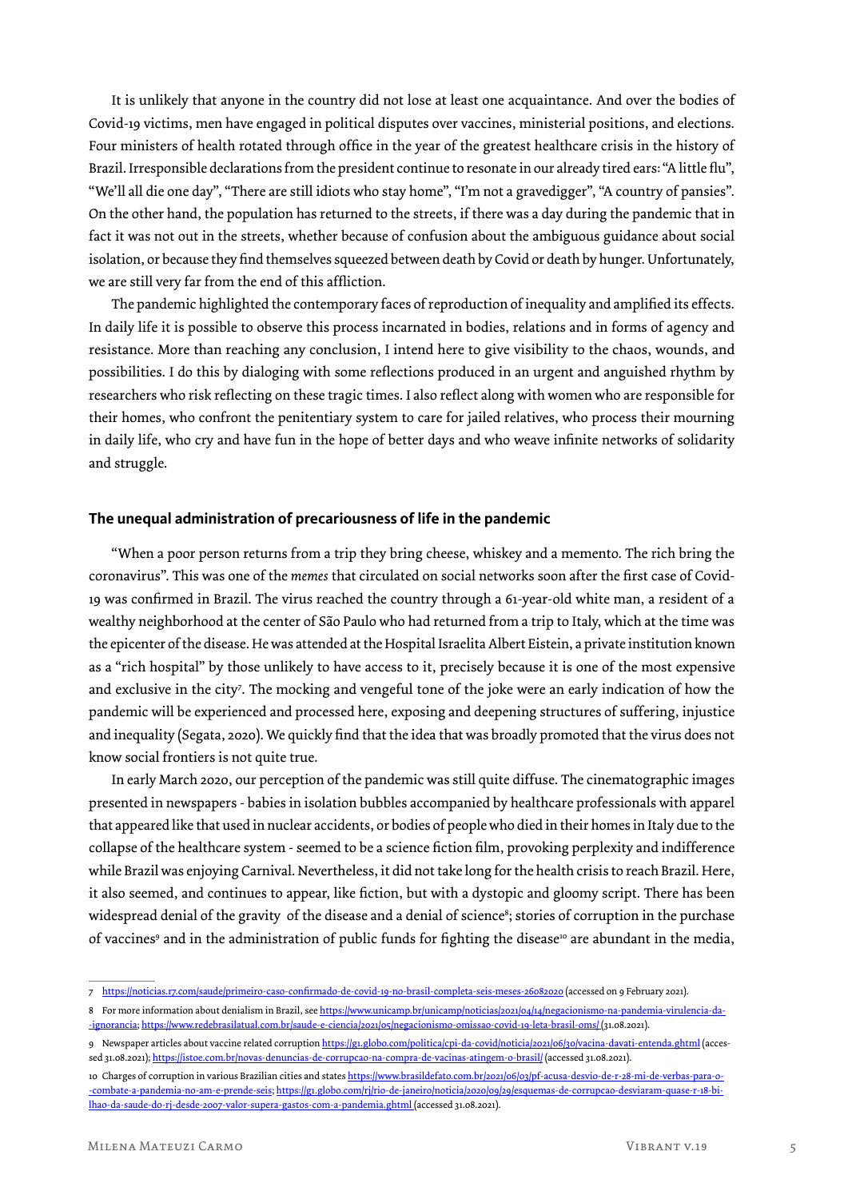It is unlikely that anyone in the country did not lose at least one acquaintance. And over the bodies of Covid-19 victims, men have engaged in political disputes over vaccines, ministerial positions, and elections. Four ministers of health rotated through office in the year of the greatest healthcare crisis in the history of Brazil. Irresponsible declarations from the president continue to resonate in our already tired ears: "A little flu", "We'll all die one day", "There are still idiots who stay home", "I'm not a gravedigger", "A country of pansies". On the other hand, the population has returned to the streets, if there was a day during the pandemic that in fact it was not out in the streets, whether because of confusion about the ambiguous guidance about social isolation, or because they find themselves squeezed between death by Covid or death by hunger. Unfortunately, we are still very far from the end of this affliction.

The pandemic highlighted the contemporary faces of reproduction of inequality and amplified its effects. In daily life it is possible to observe this process incarnated in bodies, relations and in forms of agency and resistance. More than reaching any conclusion, I intend here to give visibility to the chaos, wounds, and possibilities. I do this by dialoging with some reflections produced in an urgent and anguished rhythm by researchers who risk reflecting on these tragic times. I also reflect along with women who are responsible for their homes, who confront the penitentiary system to care for jailed relatives, who process their mourning in daily life, who cry and have fun in the hope of better days and who weave infinite networks of solidarity and struggle.

## The unequal administration of precariousness of life in the pandemic

"When a poor person returns from a trip they bring cheese, whiskey and a memento. The rich bring the coronavirus". This was one of the *memes* that circulated on social networks soon after the first case of Covid-19 was confirmed in Brazil. The virus reached the country through a 61-year-old white man, a resident of a wealthy neighborhood at the center of São Paulo who had returned from a trip to Italy, which at the time was the epicenter of the disease. He was attended at the Hospital Israelita Albert Eistein, a private institution known as a "rich hospital" by those unlikely to have access to it, precisely because it is one of the most expensive and exclusive in the city[7]. The mocking and vengeful tone of the joke were an early indication of how the pandemic will be experienced and processed here, exposing and deepening structures of suffering, injustice and inequality (Segata, 2020). We quickly find that the idea that was broadly promoted that the virus does not know social frontiers is not quite true.

In early March 2020, our perception of the pandemic was still quite diffuse. The cinematographic images presented in newspapers - babies in isolation bubbles accompanied by healthcare professionals with apparel that appeared like that used in nuclear accidents, or bodies of people who died in their homes in Italy due to the collapse of the healthcare system - seemed to be a science fiction film, provoking perplexity and indifference while Brazil was enjoying Carnival. Nevertheless, it did not take long for the health crisis to reach Brazil. Here, it also seemed, and continues to appear, like fiction, but with a dystopic and gloomy script. There has been widespread denial of the gravity of the disease and a denial of science[8]; stories of corruption in the purchase of vaccines[9] and in the administration of public funds for fighting the disease[10] are abundant in the media,

---

7 https://noticias.r7.com/saude/primeiro-caso-confirmado-de-covid-19-no-brasil-completa-seis-meses-26082020 (accessed on 9 February 2021).

8 For more information about denialism in Brazil, see https://www.unicamp.br/unicamp/noticias/2021/04/14/negacionismo-na-pandemia-virulencia-da--ignorancia; https://www.redebrasilatual.com.br/saude-e-ciencia/2021/05/negacionismo-omissao-covid-19-leta-brasil-oms/ (31.08.2021).

9 Newspaper articles about vaccine related corruption https://g1.globo.com/politica/cpi-da-covid/noticia/2021/06/30/vacina-davati-entenda.ghtml (accessed 31.08.2021); https://istoe.com.br/novas-denuncias-de-corrupcao-na-compra-de-vacinas-atingem-o-brasil/ (accessed 31.08.2021).

10 Charges of corruption in various Brazilian cities and states https://www.brasildefato.com.br/2021/06/03/pf-acusa-desvio-de-r-28-mi-de-verbas-para-o--combate-a-pandemia-no-am-e-prende-seis; https://g1.globo.com/rj/rio-de-janeiro/noticia/2020/09/29/esquemas-de-corrupcao-desviaram-quase-r-18-bilhao-da-saude-do-rj-desde-2007-valor-supera-gastos-com-a-pandemia.ghtml (accessed 31.08.2021).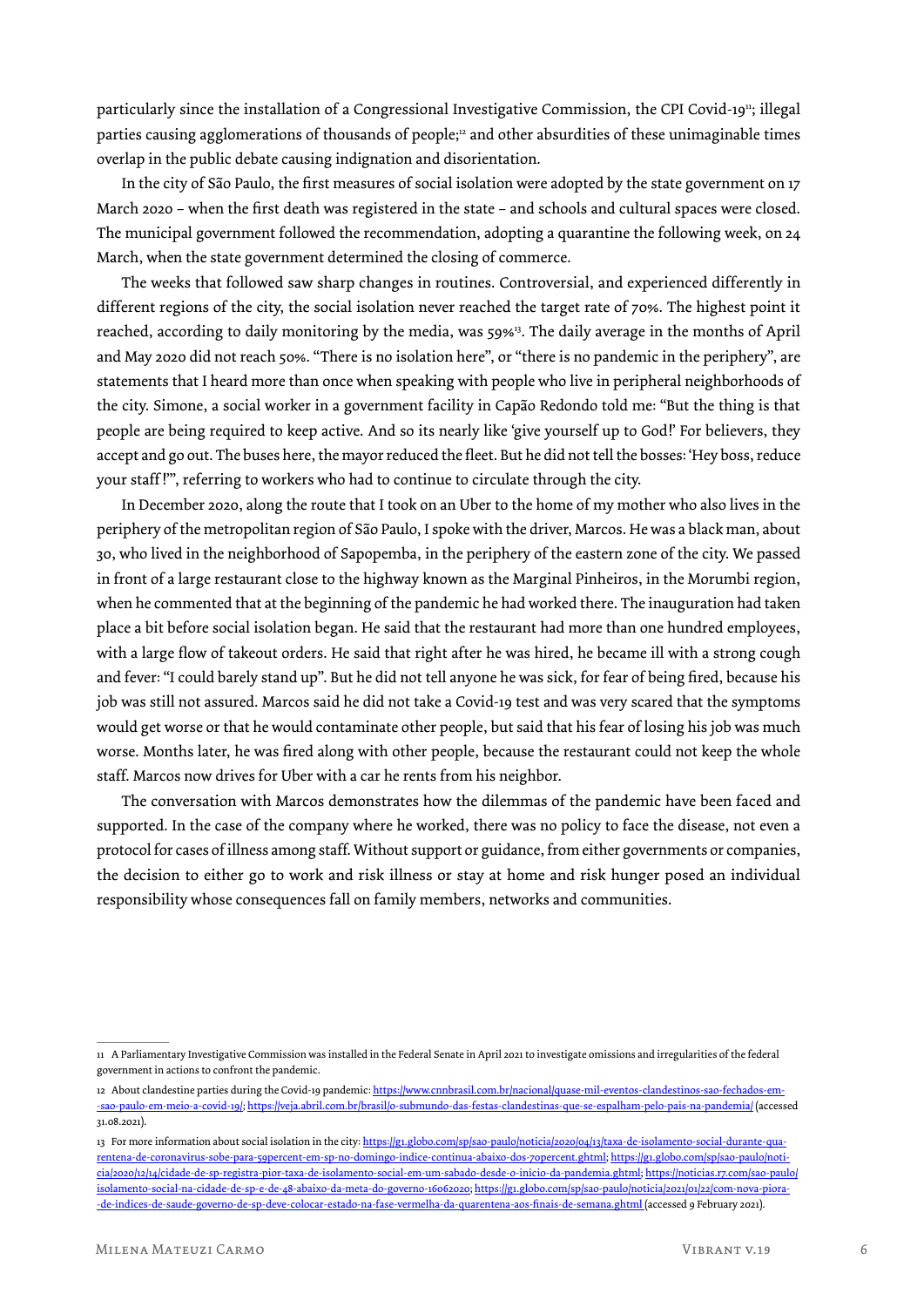particularly since the installation of a Congressional Investigative Commission, the CPI Covid-19[11]; illegal parties causing agglomerations of thousands of people;[12] and other absurdities of these unimaginable times overlap in the public debate causing indignation and disorientation.

In the city of São Paulo, the first measures of social isolation were adopted by the state government on 17 March 2020 – when the first death was registered in the state – and schools and cultural spaces were closed. The municipal government followed the recommendation, adopting a quarantine the following week, on 24 March, when the state government determined the closing of commerce.

The weeks that followed saw sharp changes in routines. Controversial, and experienced differently in different regions of the city, the social isolation never reached the target rate of 70%. The highest point it reached, according to daily monitoring by the media, was 59%[13]. The daily average in the months of April and May 2020 did not reach 50%. "There is no isolation here", or "there is no pandemic in the periphery", are statements that I heard more than once when speaking with people who live in peripheral neighborhoods of the city. Simone, a social worker in a government facility in Capão Redondo told me: "But the thing is that people are being required to keep active. And so its nearly like 'give yourself up to God!' For believers, they accept and go out. The buses here, the mayor reduced the fleet. But he did not tell the bosses: 'Hey boss, reduce your staff!'", referring to workers who had to continue to circulate through the city.

In December 2020, along the route that I took on an Uber to the home of my mother who also lives in the periphery of the metropolitan region of São Paulo, I spoke with the driver, Marcos. He was a black man, about 30, who lived in the neighborhood of Sapopemba, in the periphery of the eastern zone of the city. We passed in front of a large restaurant close to the highway known as the Marginal Pinheiros, in the Morumbi region, when he commented that at the beginning of the pandemic he had worked there. The inauguration had taken place a bit before social isolation began. He said that the restaurant had more than one hundred employees, with a large flow of takeout orders. He said that right after he was hired, he became ill with a strong cough and fever: "I could barely stand up". But he did not tell anyone he was sick, for fear of being fired, because his job was still not assured. Marcos said he did not take a Covid-19 test and was very scared that the symptoms would get worse or that he would contaminate other people, but said that his fear of losing his job was much worse. Months later, he was fired along with other people, because the restaurant could not keep the whole staff. Marcos now drives for Uber with a car he rents from his neighbor.

The conversation with Marcos demonstrates how the dilemmas of the pandemic have been faced and supported. In the case of the company where he worked, there was no policy to face the disease, not even a protocol for cases of illness among staff. Without support or guidance, from either governments or companies, the decision to either go to work and risk illness or stay at home and risk hunger posed an individual responsibility whose consequences fall on family members, networks and communities.

---

[11] A Parliamentary Investigative Commission was installed in the Federal Senate in April 2021 to investigate omissions and irregularities of the federal government in actions to confront the pandemic.

[12] About clandestine parties during the Covid-19 pandemic: https://www.cnnbrasil.com.br/nacional/quase-mil-eventos-clandestinos-sao-fechados-em--sao-paulo-em-meio-a-covid-19/; https://veja.abril.com.br/brasil/o-submundo-das-festas-clandestinas-que-se-espalham-pelo-pais-na-pandemia/ (accessed 31.08.2021).

[13] For more information about social isolation in the city: https://g1.globo.com/sp/sao-paulo/noticia/2020/04/13/taxa-de-isolamento-social-durante-quarentena-de-coronavirus-sobe-para-59percent-em-sp-no-domingo-indice-continua-abaixo-dos-70percent.ghtml; https://g1.globo.com/sp/sao-paulo/noticia/2020/12/14/cidade-de-sp-registra-pior-taxa-de-isolamento-social-em-um-sabado-desde-o-inicio-da-pandemia.ghtml; https://noticias.r7.com/sao-paulo/isolamento-social-na-cidade-de-sp-e-de-48-abaixo-da-meta-do-governo-16062020; https://g1.globo.com/sp/sao-paulo/noticia/2021/01/22/com-nova-piora--de-indices-de-saude-governo-de-sp-deve-colocar-estado-na-fase-vermelha-da-quarentena-aos-finais-de-semana.ghtml (accessed 9 February 2021).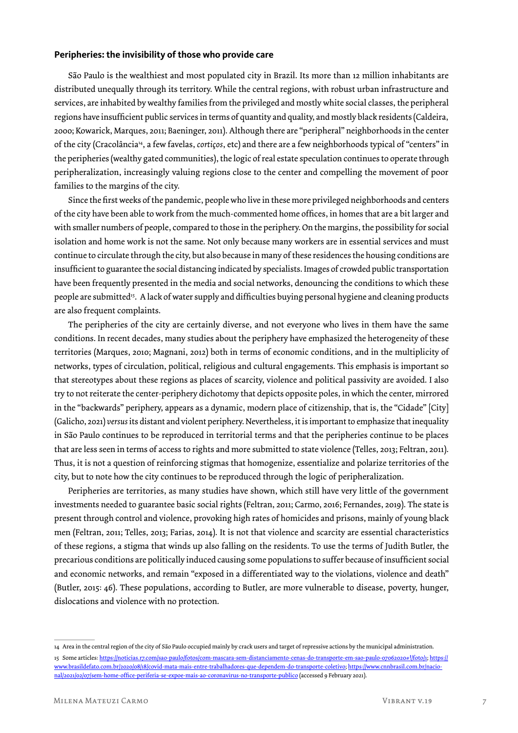## Peripheries: the invisibility of those who provide care

São Paulo is the wealthiest and most populated city in Brazil. Its more than 12 million inhabitants are distributed unequally through its territory. While the central regions, with robust urban infrastructure and services, are inhabited by wealthy families from the privileged and mostly white social classes, the peripheral regions have insufficient public services in terms of quantity and quality, and mostly black residents (Caldeira, 2000; Kowarick, Marques, 2011; Baeninger, 2011). Although there are "peripheral" neighborhoods in the center of the city (Cracolândia[14], a few favelas, *cortiços*, etc) and there are a few neighborhoods typical of "centers" in the peripheries (wealthy gated communities), the logic of real estate speculation continues to operate through peripheralization, increasingly valuing regions close to the center and compelling the movement of poor families to the margins of the city.

Since the first weeks of the pandemic, people who live in these more privileged neighborhoods and centers of the city have been able to work from the much-commented home offices, in homes that are a bit larger and with smaller numbers of people, compared to those in the periphery. On the margins, the possibility for social isolation and home work is not the same. Not only because many workers are in essential services and must continue to circulate through the city, but also because in many of these residences the housing conditions are insufficient to guarantee the social distancing indicated by specialists. Images of crowded public transportation have been frequently presented in the media and social networks, denouncing the conditions to which these people are submitted[15]. A lack of water supply and difficulties buying personal hygiene and cleaning products are also frequent complaints.

The peripheries of the city are certainly diverse, and not everyone who lives in them have the same conditions. In recent decades, many studies about the periphery have emphasized the heterogeneity of these territories (Marques, 2010; Magnani, 2012) both in terms of economic conditions, and in the multiplicity of networks, types of circulation, political, religious and cultural engagements. This emphasis is important so that stereotypes about these regions as places of scarcity, violence and political passivity are avoided. I also try to not reiterate the center-periphery dichotomy that depicts opposite poles, in which the center, mirrored in the "backwards" periphery, appears as a dynamic, modern place of citizenship, that is, the "Cidade" [City] (Galicho, 2021) *versus* its distant and violent periphery. Nevertheless, it is important to emphasize that inequality in São Paulo continues to be reproduced in territorial terms and that the peripheries continue to be places that are less seen in terms of access to rights and more submitted to state violence (Telles, 2013; Feltran, 2011). Thus, it is not a question of reinforcing stigmas that homogenize, essentialize and polarize territories of the city, but to note how the city continues to be reproduced through the logic of peripheralization.

Peripheries are territories, as many studies have shown, which still have very little of the government investments needed to guarantee basic social rights (Feltran, 2011; Carmo, 2016; Fernandes, 2019). The state is present through control and violence, provoking high rates of homicides and prisons, mainly of young black men (Feltran, 2011; Telles, 2013; Farias, 2014). It is not that violence and scarcity are essential characteristics of these regions, a stigma that winds up also falling on the residents. To use the terms of Judith Butler, the precarious conditions are politically induced causing some populations to suffer because of insufficient social and economic networks, and remain "exposed in a differentiated way to the violations, violence and death" (Butler, 2015: 46). These populations, according to Butler, are more vulnerable to disease, poverty, hunger, dislocations and violence with no protection.

---

14 Area in the central region of the city of São Paulo occupied mainly by crack users and target of repressive actions by the municipal administration.

15 Some articles: https://noticias.r7.com/sao-paulo/fotos/com-mascara-sem-distanciamento-cenas-do-transporte-em-sao-paulo-07062020#!/foto/1; https://www.brasildefato.com.br/2020/08/18/covid-mata-mais-entre-trabalhadores-que-dependem-do-transporte-coletivo; https://www.cnnbrasil.com.br/nacional/2021/02/07/sem-home-office-periferia-se-expoe-mais-ao-coronavirus-no-transporte-publico (accessed 9 February 2021).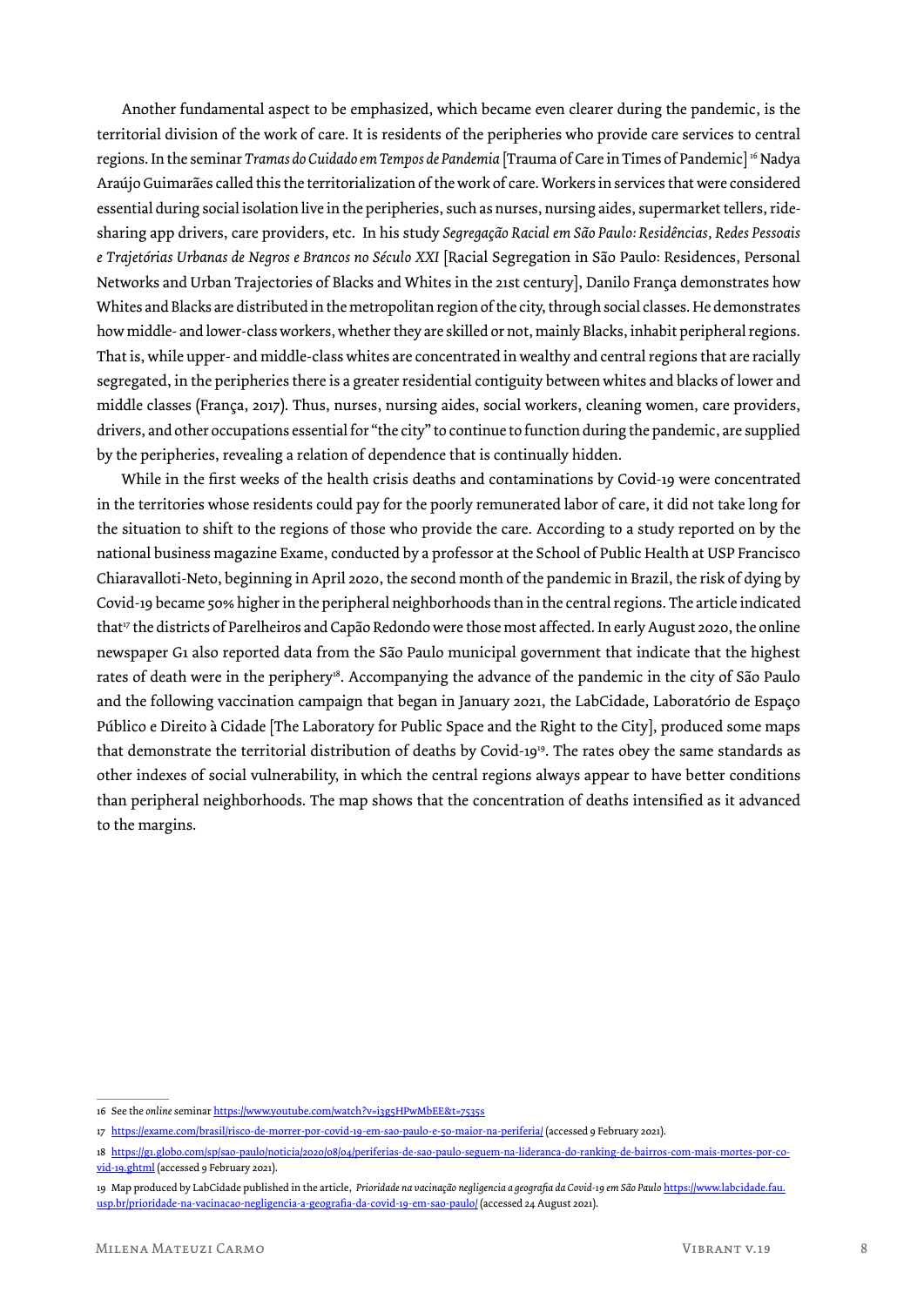Another fundamental aspect to be emphasized, which became even clearer during the pandemic, is the territorial division of the work of care. It is residents of the peripheries who provide care services to central regions. In the seminar *Tramas do Cuidado em Tempos de Pandemia* [Trauma of Care in Times of Pandemic] [16] Nadya Araújo Guimarães called this the territorialization of the work of care. Workers in services that were considered essential during social isolation live in the peripheries, such as nurses, nursing aides, supermarket tellers, ride-sharing app drivers, care providers, etc. In his study *Segregação Racial em São Paulo: Residências, Redes Pessoais e Trajetórias Urbanas de Negros e Brancos no Século XXI* [Racial Segregation in São Paulo: Residences, Personal Networks and Urban Trajectories of Blacks and Whites in the 21st century], Danilo França demonstrates how Whites and Blacks are distributed in the metropolitan region of the city, through social classes. He demonstrates how middle- and lower-class workers, whether they are skilled or not, mainly Blacks, inhabit peripheral regions. That is, while upper- and middle-class whites are concentrated in wealthy and central regions that are racially segregated, in the peripheries there is a greater residential contiguity between whites and blacks of lower and middle classes (França, 2017). Thus, nurses, nursing aides, social workers, cleaning women, care providers, drivers, and other occupations essential for "the city" to continue to function during the pandemic, are supplied by the peripheries, revealing a relation of dependence that is continually hidden.

While in the first weeks of the health crisis deaths and contaminations by Covid-19 were concentrated in the territories whose residents could pay for the poorly remunerated labor of care, it did not take long for the situation to shift to the regions of those who provide the care. According to a study reported on by the national business magazine Exame, conducted by a professor at the School of Public Health at USP Francisco Chiaravalloti-Neto, beginning in April 2020, the second month of the pandemic in Brazil, the risk of dying by Covid-19 became 50% higher in the peripheral neighborhoods than in the central regions. The article indicated that[17] the districts of Parelheiros and Capão Redondo were those most affected. In early August 2020, the online newspaper G1 also reported data from the São Paulo municipal government that indicate that the highest rates of death were in the periphery[18]. Accompanying the advance of the pandemic in the city of São Paulo and the following vaccination campaign that began in January 2021, the LabCidade, Laboratório de Espaço Público e Direito à Cidade [The Laboratory for Public Space and the Right to the City], produced some maps that demonstrate the territorial distribution of deaths by Covid-19[19]. The rates obey the same standards as other indexes of social vulnerability, in which the central regions always appear to have better conditions than peripheral neighborhoods. The map shows that the concentration of deaths intensified as it advanced to the margins.

---

16 See the *online* seminar https://www.youtube.com/watch?v=i3g5HPwMbEE&t=7535s

17 https://exame.com/brasil/risco-de-morrer-por-covid-19-em-sao-paulo-e-50-maior-na-periferia/ (accessed 9 February 2021).

18 https://g1.globo.com/sp/sao-paulo/noticia/2020/08/04/periferias-de-sao-paulo-seguem-na-lideranca-do-ranking-de-bairros-com-mais-mortes-por-covid-19.ghtml (accessed 9 February 2021).

19 Map produced by LabCidade published in the article, *Prioridade na vacinação negligencia a geografia da Covid-19 em São Paulo* https://www.labcidade.fau.usp.br/prioridade-na-vacinacao-negligencia-a-geografia-da-covid-19-em-sao-paulo/ (accessed 24 August 2021).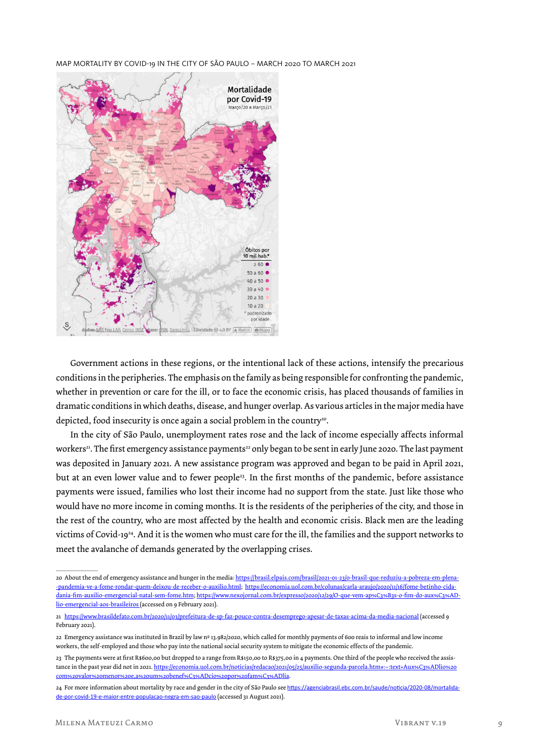MAP MORTALITY BY COVID-19 IN THE CITY OF SÃO PAULO – MARCH 2020 TO MARCH 2021

Government actions in these regions, or the intentional lack of these actions, intensify the precarious conditions in the peripheries. The emphasis on the family as being responsible for confronting the pandemic, whether in prevention or care for the ill, or to face the economic crisis, has placed thousands of families in dramatic conditions in which deaths, disease, and hunger overlap. As various articles in the major media have depicted, food insecurity is once again a social problem in the country[20].

In the city of São Paulo, unemployment rates rose and the lack of income especially affects informal workers[21]. The first emergency assistance payments[22] only began to be sent in early June 2020. The last payment was deposited in January 2021. A new assistance program was approved and began to be paid in April 2021, but at an even lower value and to fewer people[23]. In the first months of the pandemic, before assistance payments were issued, families who lost their income had no support from the state. Just like those who would have no more income in coming months. It is the residents of the peripheries of the city, and those in the rest of the country, who are most affected by the health and economic crisis. Black men are the leading victims of Covid-19[24]. And it is the women who must care for the ill, the families and the support networks to meet the avalanche of demands generated by the overlapping crises.

---

20 About the end of emergency assistance and hunger in the media: https://brasil.elpais.com/brasil/2021-01-23/o-brasil-que-reduziu-a-pobreza-em-plena--pandemia-ve-a-fome-rondar-quem-deixou-de-receber-o-auxilio.html; https://economia.uol.com.br/colunas/carla-araujo/2020/11/16/fome-betinho-cidadania-fim-auxilio-emergencial-natal-sem-fome.htm; https://www.nexojornal.com.br/expresso/2020/12/29/O-que-vem-ap%C3%B3s-o-fim-do-aux%C3%ADlio-emergencial-aos-brasileiros (accessed on 9 February 2021).

21 https://www.brasildefato.com.br/2020/11/03/prefeitura-de-sp-faz-pouco-contra-desemprego-apesar-de-taxas-acima-da-media-nacional (accessed 9 February 2021).

22 Emergency assistance was instituted in Brazil by law nº 13.982/2020, which called for monthly payments of 600 reais to informal and low income workers, the self-employed and those who pay into the national social security system to mitigate the economic effects of the pandemic.

23 The payments were at first R$600,00 but dropped to a range from R$150,00 to R$375,00 in 4 payments. One third of the people who received the assistance in the past year did not in 2021. https://economia.uol.com.br/noticias/redacao/2021/05/25/auxilio-segunda-parcela.htm#:~:text=Aux%C3%ADlio%20com%20valor%20menor%20e,a%20um%20benef%C3%ADcio%20por%20fam%C3%ADlia.

24 For more information about mortality by race and gender in the city of São Paulo see https://agenciabrasil.ebc.com.br/saude/noticia/2020-08/mortalidade-por-covid-19-e-maior-entre-populacao-negra-em-sao-paulo (accessed 31 August 2021).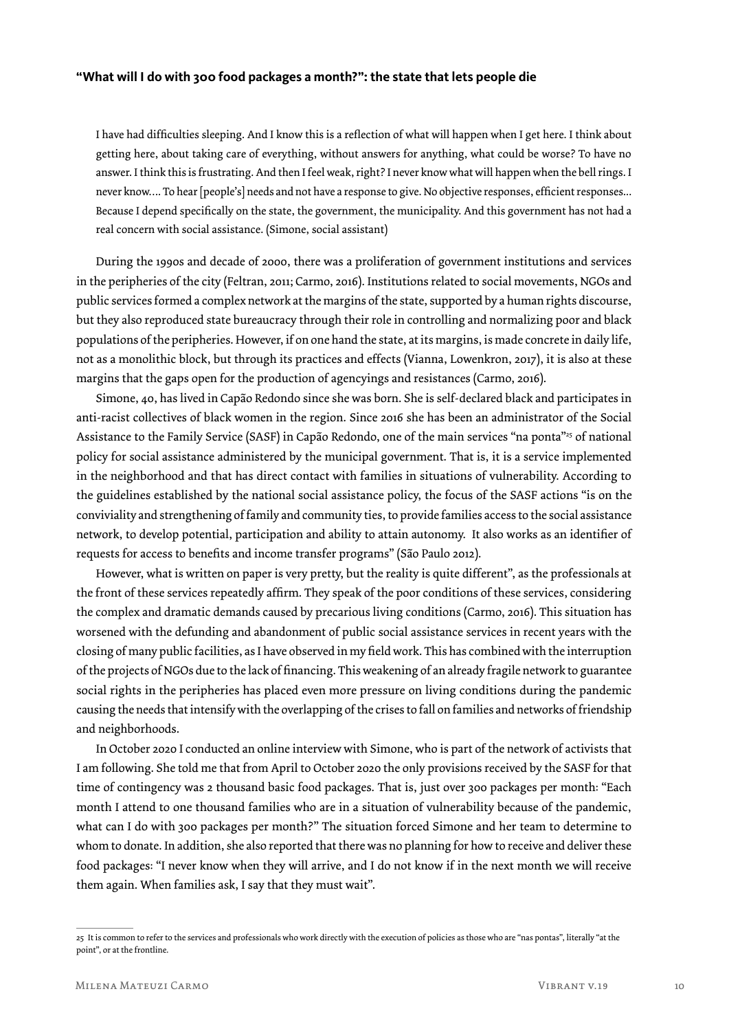### "What will I do with 300 food packages a month?": the state that lets people die

> I have had difficulties sleeping. And I know this is a reflection of what will happen when I get here. I think about getting here, about taking care of everything, without answers for anything, what could be worse? To have no answer. I think this is frustrating. And then I feel weak, right? I never know what will happen when the bell rings. I never know…. To hear [people's] needs and not have a response to give. No objective responses, efficient responses… Because I depend specifically on the state, the government, the municipality. And this government has not had a real concern with social assistance. (Simone, social assistant)

During the 1990s and decade of 2000, there was a proliferation of government institutions and services in the peripheries of the city (Feltran, 2011; Carmo, 2016). Institutions related to social movements, NGOs and public services formed a complex network at the margins of the state, supported by a human rights discourse, but they also reproduced state bureaucracy through their role in controlling and normalizing poor and black populations of the peripheries. However, if on one hand the state, at its margins, is made concrete in daily life, not as a monolithic block, but through its practices and effects (Vianna, Lowenkron, 2017), it is also at these margins that the gaps open for the production of agencyings and resistances (Carmo, 2016).

Simone, 40, has lived in Capão Redondo since she was born. She is self-declared black and participates in anti-racist collectives of black women in the region. Since 2016 she has been an administrator of the Social Assistance to the Family Service (SASF) in Capão Redondo, one of the main services "na ponta"[25] of national policy for social assistance administered by the municipal government. That is, it is a service implemented in the neighborhood and that has direct contact with families in situations of vulnerability. According to the guidelines established by the national social assistance policy, the focus of the SASF actions "is on the conviviality and strengthening of family and community ties, to provide families access to the social assistance network, to develop potential, participation and ability to attain autonomy. It also works as an identifier of requests for access to benefits and income transfer programs" (São Paulo 2012).

However, what is written on paper is very pretty, but the reality is quite different", as the professionals at the front of these services repeatedly affirm. They speak of the poor conditions of these services, considering the complex and dramatic demands caused by precarious living conditions (Carmo, 2016). This situation has worsened with the defunding and abandonment of public social assistance services in recent years with the closing of many public facilities, as I have observed in my field work. This has combined with the interruption of the projects of NGOs due to the lack of financing. This weakening of an already fragile network to guarantee social rights in the peripheries has placed even more pressure on living conditions during the pandemic causing the needs that intensify with the overlapping of the crises to fall on families and networks of friendship and neighborhoods.

In October 2020 I conducted an online interview with Simone, who is part of the network of activists that I am following. She told me that from April to October 2020 the only provisions received by the SASF for that time of contingency was 2 thousand basic food packages. That is, just over 300 packages per month: "Each month I attend to one thousand families who are in a situation of vulnerability because of the pandemic, what can I do with 300 packages per month?" The situation forced Simone and her team to determine to whom to donate. In addition, she also reported that there was no planning for how to receive and deliver these food packages: "I never know when they will arrive, and I do not know if in the next month we will receive them again. When families ask, I say that they must wait".

---

25 It is common to refer to the services and professionals who work directly with the execution of policies as those who are "nas pontas", literally "at the point", or at the frontline.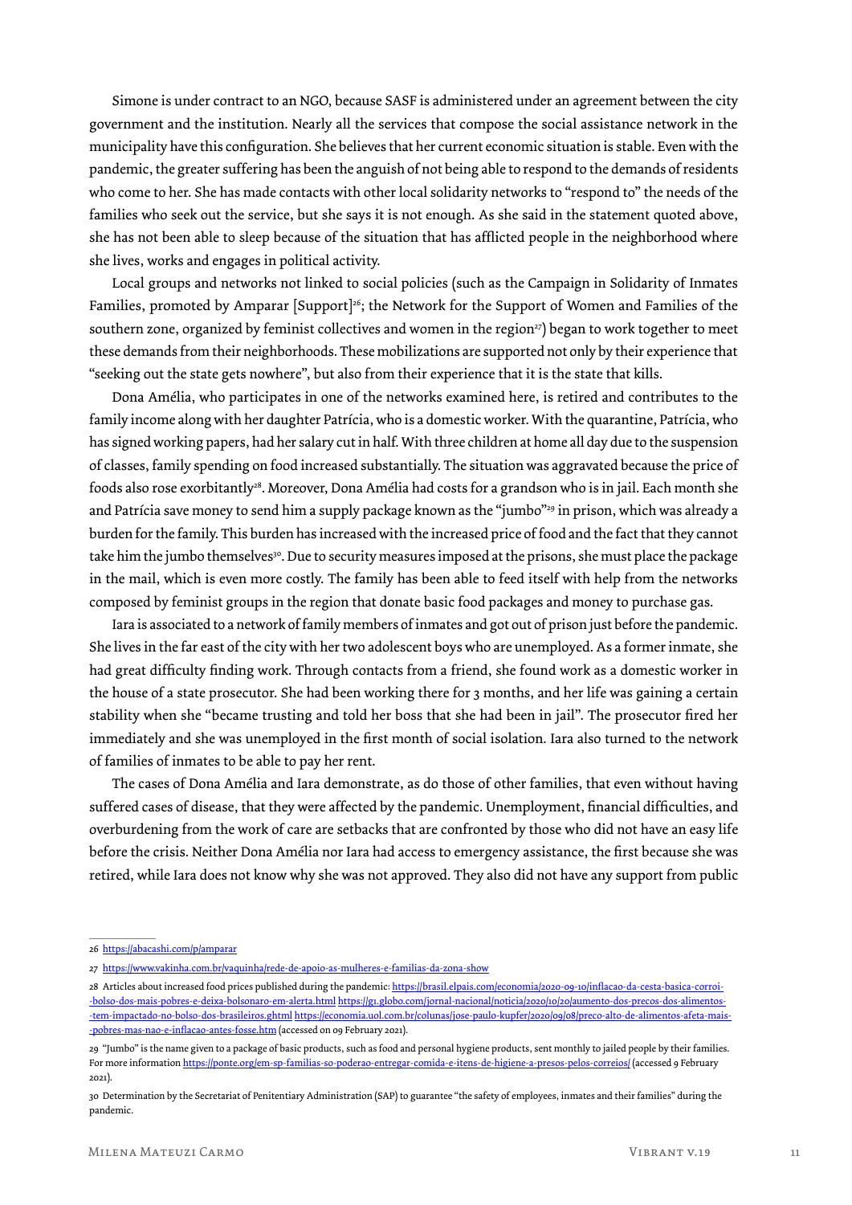Simone is under contract to an NGO, because SASF is administered under an agreement between the city government and the institution. Nearly all the services that compose the social assistance network in the municipality have this configuration. She believes that her current economic situation is stable. Even with the pandemic, the greater suffering has been the anguish of not being able to respond to the demands of residents who come to her. She has made contacts with other local solidarity networks to "respond to" the needs of the families who seek out the service, but she says it is not enough. As she said in the statement quoted above, she has not been able to sleep because of the situation that has afflicted people in the neighborhood where she lives, works and engages in political activity.

Local groups and networks not linked to social policies (such as the Campaign in Solidarity of Inmates Families, promoted by Amparar [Support][26]; the Network for the Support of Women and Families of the southern zone, organized by feminist collectives and women in the region[27]) began to work together to meet these demands from their neighborhoods. These mobilizations are supported not only by their experience that "seeking out the state gets nowhere", but also from their experience that it is the state that kills.

Dona Amélia, who participates in one of the networks examined here, is retired and contributes to the family income along with her daughter Patrícia, who is a domestic worker. With the quarantine, Patrícia, who has signed working papers, had her salary cut in half. With three children at home all day due to the suspension of classes, family spending on food increased substantially. The situation was aggravated because the price of foods also rose exorbitantly[28]. Moreover, Dona Amélia had costs for a grandson who is in jail. Each month she and Patrícia save money to send him a supply package known as the "jumbo"[29] in prison, which was already a burden for the family. This burden has increased with the increased price of food and the fact that they cannot take him the jumbo themselves[30]. Due to security measures imposed at the prisons, she must place the package in the mail, which is even more costly. The family has been able to feed itself with help from the networks composed by feminist groups in the region that donate basic food packages and money to purchase gas.

Iara is associated to a network of family members of inmates and got out of prison just before the pandemic. She lives in the far east of the city with her two adolescent boys who are unemployed. As a former inmate, she had great difficulty finding work. Through contacts from a friend, she found work as a domestic worker in the house of a state prosecutor. She had been working there for 3 months, and her life was gaining a certain stability when she "became trusting and told her boss that she had been in jail". The prosecutor fired her immediately and she was unemployed in the first month of social isolation. Iara also turned to the network of families of inmates to be able to pay her rent.

The cases of Dona Amélia and Iara demonstrate, as do those of other families, that even without having suffered cases of disease, that they were affected by the pandemic. Unemployment, financial difficulties, and overburdening from the work of care are setbacks that are confronted by those who did not have an easy life before the crisis. Neither Dona Amélia nor Iara had access to emergency assistance, the first because she was retired, while Iara does not know why she was not approved. They also did not have any support from public

---

26 https://abacashi.com/p/amparar

27 https://www.vakinha.com.br/vaquinha/rede-de-apoio-as-mulheres-e-familias-da-zona-show

28 Articles about increased food prices published during the pandemic: https://brasil.elpais.com/economia/2020-09-10/inflacao-da-cesta-basica-corroi--bolso-dos-mais-pobres-e-deixa-bolsonaro-em-alerta.html https://g1.globo.com/jornal-nacional/noticia/2020/10/20/aumento-dos-precos-dos-alimentos--tem-impactado-no-bolso-dos-brasileiros.ghtml https://economia.uol.com.br/colunas/jose-paulo-kupfer/2020/09/08/preco-alto-de-alimentos-afeta-mais--pobres-mas-nao-e-inflacao-antes-fosse.htm (accessed on 09 February 2021).

29 "Jumbo" is the name given to a package of basic products, such as food and personal hygiene products, sent monthly to jailed people by their families. For more information https://ponte.org/em-sp-familias-so-poderao-entregar-comida-e-itens-de-higiene-a-presos-pelos-correios/ (accessed 9 February 2021).

30 Determination by the Secretariat of Penitentiary Administration (SAP) to guarantee "the safety of employees, inmates and their families" during the pandemic.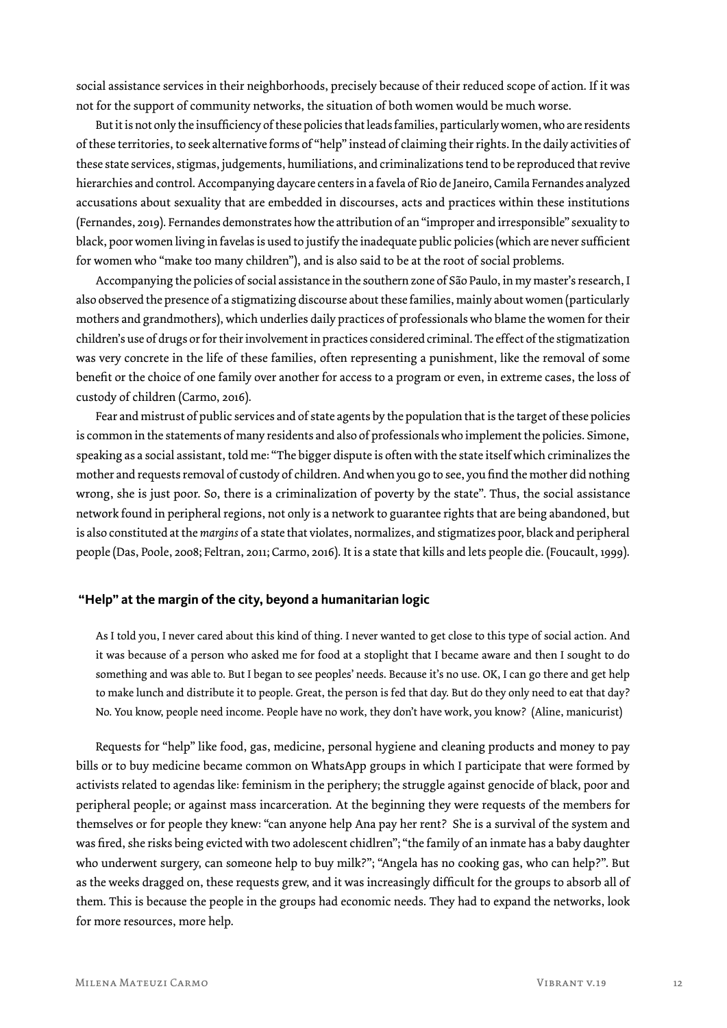social assistance services in their neighborhoods, precisely because of their reduced scope of action. If it was not for the support of community networks, the situation of both women would be much worse.

But it is not only the insufficiency of these policies that leads families, particularly women, who are residents of these territories, to seek alternative forms of "help" instead of claiming their rights. In the daily activities of these state services, stigmas, judgements, humiliations, and criminalizations tend to be reproduced that revive hierarchies and control. Accompanying daycare centers in a favela of Rio de Janeiro, Camila Fernandes analyzed accusations about sexuality that are embedded in discourses, acts and practices within these institutions (Fernandes, 2019). Fernandes demonstrates how the attribution of an "improper and irresponsible" sexuality to black, poor women living in favelas is used to justify the inadequate public policies (which are never sufficient for women who "make too many children"), and is also said to be at the root of social problems.

Accompanying the policies of social assistance in the southern zone of São Paulo, in my master's research, I also observed the presence of a stigmatizing discourse about these families, mainly about women (particularly mothers and grandmothers), which underlies daily practices of professionals who blame the women for their children's use of drugs or for their involvement in practices considered criminal. The effect of the stigmatization was very concrete in the life of these families, often representing a punishment, like the removal of some benefit or the choice of one family over another for access to a program or even, in extreme cases, the loss of custody of children (Carmo, 2016).

Fear and mistrust of public services and of state agents by the population that is the target of these policies is common in the statements of many residents and also of professionals who implement the policies. Simone, speaking as a social assistant, told me: "The bigger dispute is often with the state itself which criminalizes the mother and requests removal of custody of children. And when you go to see, you find the mother did nothing wrong, she is just poor. So, there is a criminalization of poverty by the state". Thus, the social assistance network found in peripheral regions, not only is a network to guarantee rights that are being abandoned, but is also constituted at the *margins* of a state that violates, normalizes, and stigmatizes poor, black and peripheral people (Das, Poole, 2008; Feltran, 2011; Carmo, 2016). It is a state that kills and lets people die. (Foucault, 1999).

## "Help" at the margin of the city, beyond a humanitarian logic

> As I told you, I never cared about this kind of thing. I never wanted to get close to this type of social action. And it was because of a person who asked me for food at a stoplight that I became aware and then I sought to do something and was able to. But I began to see peoples' needs. Because it's no use. OK, I can go there and get help to make lunch and distribute it to people. Great, the person is fed that day. But do they only need to eat that day? No. You know, people need income. People have no work, they don't have work, you know? (Aline, manicurist)

Requests for "help" like food, gas, medicine, personal hygiene and cleaning products and money to pay bills or to buy medicine became common on WhatsApp groups in which I participate that were formed by activists related to agendas like: feminism in the periphery; the struggle against genocide of black, poor and peripheral people; or against mass incarceration. At the beginning they were requests of the members for themselves or for people they knew: "can anyone help Ana pay her rent? She is a survival of the system and was fired, she risks being evicted with two adolescent chidlren"; "the family of an inmate has a baby daughter who underwent surgery, can someone help to buy milk?"; "Angela has no cooking gas, who can help?". But as the weeks dragged on, these requests grew, and it was increasingly difficult for the groups to absorb all of them. This is because the people in the groups had economic needs. They had to expand the networks, look for more resources, more help.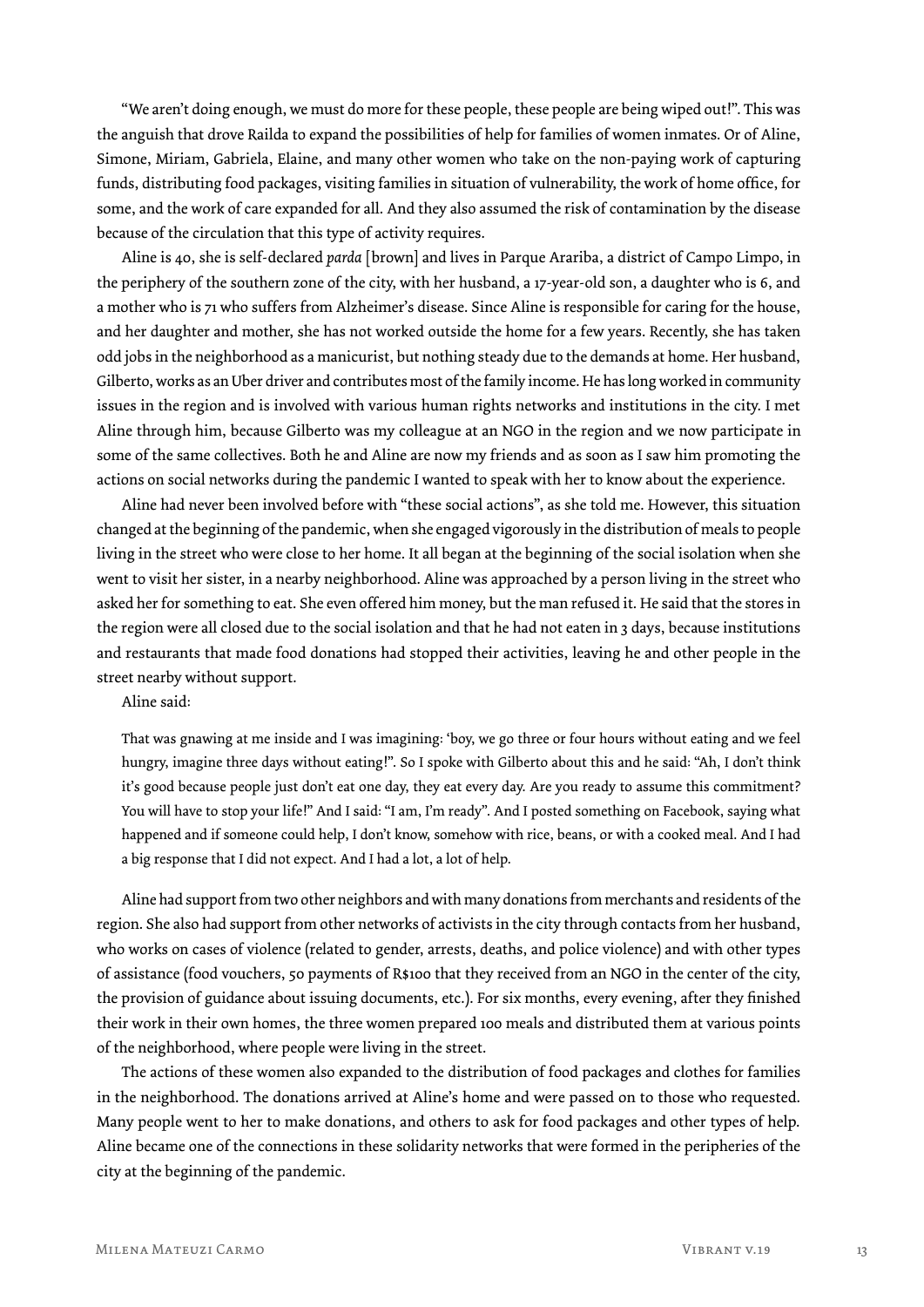"We aren't doing enough, we must do more for these people, these people are being wiped out!". This was the anguish that drove Railda to expand the possibilities of help for families of women inmates. Or of Aline, Simone, Miriam, Gabriela, Elaine, and many other women who take on the non-paying work of capturing funds, distributing food packages, visiting families in situation of vulnerability, the work of home office, for some, and the work of care expanded for all. And they also assumed the risk of contamination by the disease because of the circulation that this type of activity requires.

Aline is 40, she is self-declared *parda* [brown] and lives in Parque Arariba, a district of Campo Limpo, in the periphery of the southern zone of the city, with her husband, a 17-year-old son, a daughter who is 6, and a mother who is 71 who suffers from Alzheimer's disease. Since Aline is responsible for caring for the house, and her daughter and mother, she has not worked outside the home for a few years. Recently, she has taken odd jobs in the neighborhood as a manicurist, but nothing steady due to the demands at home. Her husband, Gilberto, works as an Uber driver and contributes most of the family income. He has long worked in community issues in the region and is involved with various human rights networks and institutions in the city. I met Aline through him, because Gilberto was my colleague at an NGO in the region and we now participate in some of the same collectives. Both he and Aline are now my friends and as soon as I saw him promoting the actions on social networks during the pandemic I wanted to speak with her to know about the experience.

Aline had never been involved before with "these social actions", as she told me. However, this situation changed at the beginning of the pandemic, when she engaged vigorously in the distribution of meals to people living in the street who were close to her home. It all began at the beginning of the social isolation when she went to visit her sister, in a nearby neighborhood. Aline was approached by a person living in the street who asked her for something to eat. She even offered him money, but the man refused it. He said that the stores in the region were all closed due to the social isolation and that he had not eaten in 3 days, because institutions and restaurants that made food donations had stopped their activities, leaving he and other people in the street nearby without support.

Aline said:

> That was gnawing at me inside and I was imagining: 'boy, we go three or four hours without eating and we feel hungry, imagine three days without eating!". So I spoke with Gilberto about this and he said: "Ah, I don't think it's good because people just don't eat one day, they eat every day. Are you ready to assume this commitment? You will have to stop your life!" And I said: "I am, I'm ready". And I posted something on Facebook, saying what happened and if someone could help, I don't know, somehow with rice, beans, or with a cooked meal. And I had a big response that I did not expect. And I had a lot, a lot of help.

Aline had support from two other neighbors and with many donations from merchants and residents of the region. She also had support from other networks of activists in the city through contacts from her husband, who works on cases of violence (related to gender, arrests, deaths, and police violence) and with other types of assistance (food vouchers, 50 payments of R$100 that they received from an NGO in the center of the city, the provision of guidance about issuing documents, etc.). For six months, every evening, after they finished their work in their own homes, the three women prepared 100 meals and distributed them at various points of the neighborhood, where people were living in the street.

The actions of these women also expanded to the distribution of food packages and clothes for families in the neighborhood. The donations arrived at Aline's home and were passed on to those who requested. Many people went to her to make donations, and others to ask for food packages and other types of help. Aline became one of the connections in these solidarity networks that were formed in the peripheries of the city at the beginning of the pandemic.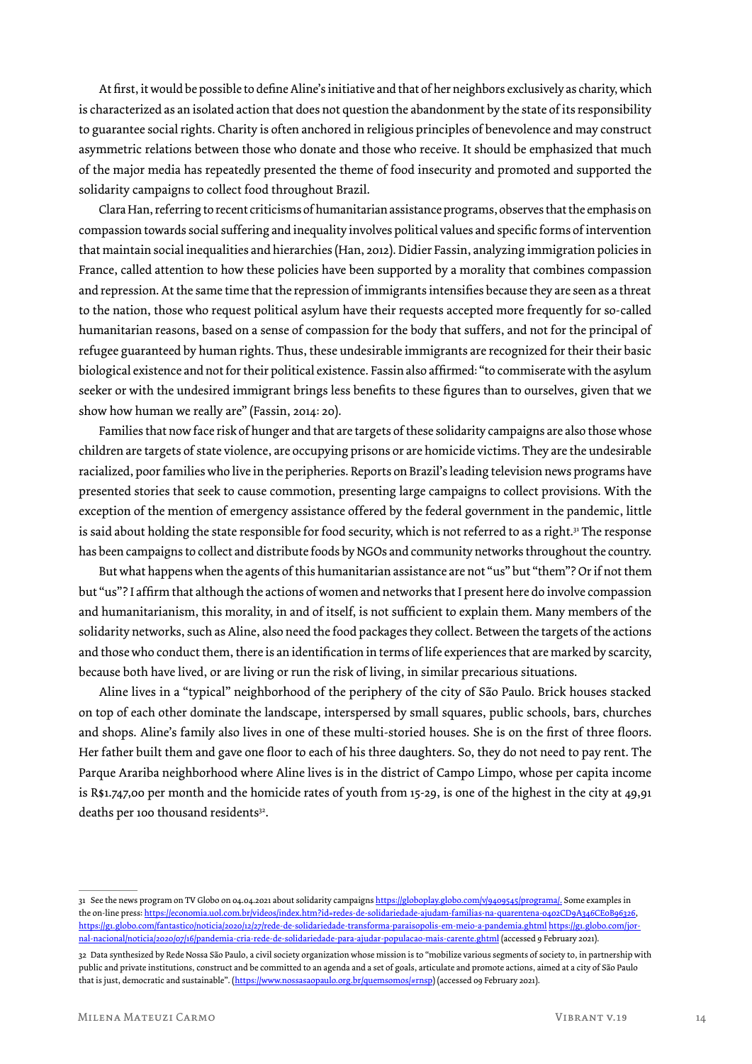At first, it would be possible to define Aline's initiative and that of her neighbors exclusively as charity, which is characterized as an isolated action that does not question the abandonment by the state of its responsibility to guarantee social rights. Charity is often anchored in religious principles of benevolence and may construct asymmetric relations between those who donate and those who receive. It should be emphasized that much of the major media has repeatedly presented the theme of food insecurity and promoted and supported the solidarity campaigns to collect food throughout Brazil.

Clara Han, referring to recent criticisms of humanitarian assistance programs, observes that the emphasis on compassion towards social suffering and inequality involves political values and specific forms of intervention that maintain social inequalities and hierarchies (Han, 2012). Didier Fassin, analyzing immigration policies in France, called attention to how these policies have been supported by a morality that combines compassion and repression. At the same time that the repression of immigrants intensifies because they are seen as a threat to the nation, those who request political asylum have their requests accepted more frequently for so-called humanitarian reasons, based on a sense of compassion for the body that suffers, and not for the principal of refugee guaranteed by human rights. Thus, these undesirable immigrants are recognized for their their basic biological existence and not for their political existence. Fassin also affirmed: "to commiserate with the asylum seeker or with the undesired immigrant brings less benefits to these figures than to ourselves, given that we show how human we really are" (Fassin, 2014: 20).

Families that now face risk of hunger and that are targets of these solidarity campaigns are also those whose children are targets of state violence, are occupying prisons or are homicide victims. They are the undesirable racialized, poor families who live in the peripheries. Reports on Brazil's leading television news programs have presented stories that seek to cause commotion, presenting large campaigns to collect provisions. With the exception of the mention of emergency assistance offered by the federal government in the pandemic, little is said about holding the state responsible for food security, which is not referred to as a right.[31] The response has been campaigns to collect and distribute foods by NGOs and community networks throughout the country.

But what happens when the agents of this humanitarian assistance are not "us" but "them"? Or if not them but "us"? I affirm that although the actions of women and networks that I present here do involve compassion and humanitarianism, this morality, in and of itself, is not sufficient to explain them. Many members of the solidarity networks, such as Aline, also need the food packages they collect. Between the targets of the actions and those who conduct them, there is an identification in terms of life experiences that are marked by scarcity, because both have lived, or are living or run the risk of living, in similar precarious situations.

Aline lives in a "typical" neighborhood of the periphery of the city of São Paulo. Brick houses stacked on top of each other dominate the landscape, interspersed by small squares, public schools, bars, churches and shops. Aline's family also lives in one of these multi-storied houses. She is on the first of three floors. Her father built them and gave one floor to each of his three daughters. So, they do not need to pay rent. The Parque Arariba neighborhood where Aline lives is in the district of Campo Limpo, whose per capita income is R$1.747,00 per month and the homicide rates of youth from 15-29, is one of the highest in the city at 49,91 deaths per 100 thousand residents[32].

---

31 See the news program on TV Globo on 04.04.2021 about solidarity campaigns https://globoplay.globo.com/v/9409545/programa/. Some examples in the on-line press: https://economia.uol.com.br/videos/index.htm?id=redes-de-solidariedade-ajudam-familias-na-quarentena-0402CD9A346CE0B96326, https://g1.globo.com/fantastico/noticia/2020/12/27/rede-de-solidariedade-transforma-paraisopolis-em-meio-a-pandemia.ghtml https://g1.globo.com/jornal-nacional/noticia/2020/07/16/pandemia-cria-rede-de-solidariedade-para-ajudar-populacao-mais-carente.ghtml (accessed 9 February 2021).

32 Data synthesized by Rede Nossa São Paulo, a civil society organization whose mission is to "mobilize various segments of society to, in partnership with public and private institutions, construct and be committed to an agenda and a set of goals, articulate and promote actions, aimed at a city of São Paulo that is just, democratic and sustainable". (https://www.nossasaopaulo.org.br/quemsomos/#rnsp) (accessed 09 February 2021).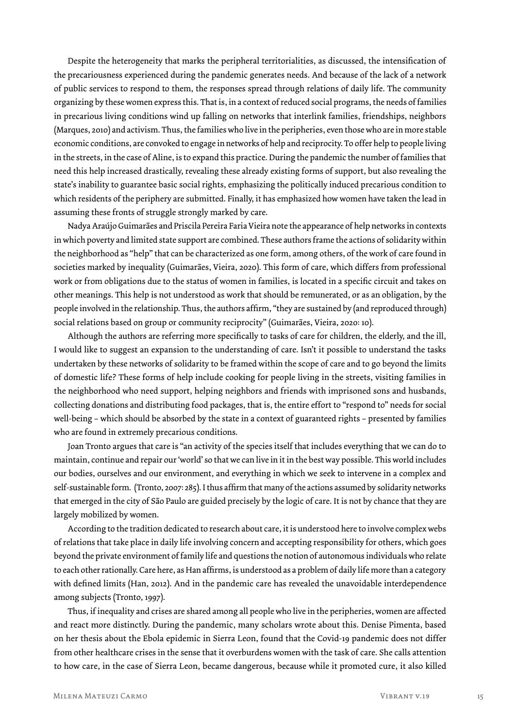Despite the heterogeneity that marks the peripheral territorialities, as discussed, the intensification of the precariousness experienced during the pandemic generates needs. And because of the lack of a network of public services to respond to them, the responses spread through relations of daily life. The community organizing by these women express this. That is, in a context of reduced social programs, the needs of families in precarious living conditions wind up falling on networks that interlink families, friendships, neighbors (Marques, 2010) and activism. Thus, the families who live in the peripheries, even those who are in more stable economic conditions, are convoked to engage in networks of help and reciprocity. To offer help to people living in the streets, in the case of Aline, is to expand this practice. During the pandemic the number of families that need this help increased drastically, revealing these already existing forms of support, but also revealing the state's inability to guarantee basic social rights, emphasizing the politically induced precarious condition to which residents of the periphery are submitted. Finally, it has emphasized how women have taken the lead in assuming these fronts of struggle strongly marked by care.

Nadya Araújo Guimarães and Priscila Pereira Faria Vieira note the appearance of help networks in contexts in which poverty and limited state support are combined. These authors frame the actions of solidarity within the neighborhood as "help" that can be characterized as one form, among others, of the work of care found in societies marked by inequality (Guimarães, Vieira, 2020). This form of care, which differs from professional work or from obligations due to the status of women in families, is located in a specific circuit and takes on other meanings. This help is not understood as work that should be remunerated, or as an obligation, by the people involved in the relationship. Thus, the authors affirm, "they are sustained by (and reproduced through) social relations based on group or community reciprocity" (Guimarães, Vieira, 2020: 10).

Although the authors are referring more specifically to tasks of care for children, the elderly, and the ill, I would like to suggest an expansion to the understanding of care. Isn't it possible to understand the tasks undertaken by these networks of solidarity to be framed within the scope of care and to go beyond the limits of domestic life? These forms of help include cooking for people living in the streets, visiting families in the neighborhood who need support, helping neighbors and friends with imprisoned sons and husbands, collecting donations and distributing food packages, that is, the entire effort to "respond to" needs for social well-being – which should be absorbed by the state in a context of guaranteed rights – presented by families who are found in extremely precarious conditions.

Joan Tronto argues that care is "an activity of the species itself that includes everything that we can do to maintain, continue and repair our 'world' so that we can live in it in the best way possible. This world includes our bodies, ourselves and our environment, and everything in which we seek to intervene in a complex and self-sustainable form. (Tronto, 2007: 285). I thus affirm that many of the actions assumed by solidarity networks that emerged in the city of São Paulo are guided precisely by the logic of care. It is not by chance that they are largely mobilized by women.

According to the tradition dedicated to research about care, it is understood here to involve complex webs of relations that take place in daily life involving concern and accepting responsibility for others, which goes beyond the private environment of family life and questions the notion of autonomous individuals who relate to each other rationally. Care here, as Han affirms, is understood as a problem of daily life more than a category with defined limits (Han, 2012). And in the pandemic care has revealed the unavoidable interdependence among subjects (Tronto, 1997).

Thus, if inequality and crises are shared among all people who live in the peripheries, women are affected and react more distinctly. During the pandemic, many scholars wrote about this. Denise Pimenta, based on her thesis about the Ebola epidemic in Sierra Leon, found that the Covid-19 pandemic does not differ from other healthcare crises in the sense that it overburdens women with the task of care. She calls attention to how care, in the case of Sierra Leon, became dangerous, because while it promoted cure, it also killed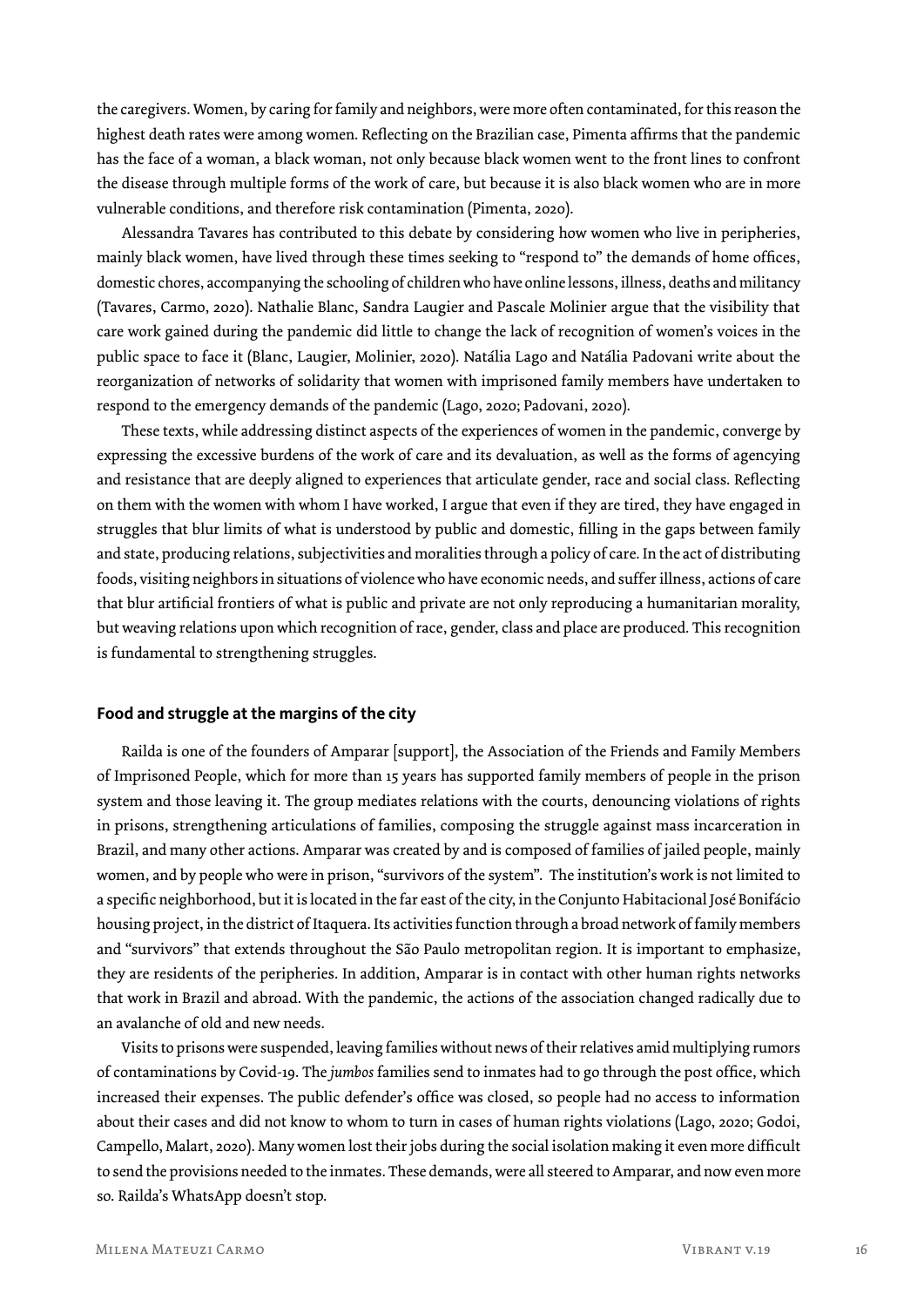the caregivers. Women, by caring for family and neighbors, were more often contaminated, for this reason the highest death rates were among women. Reflecting on the Brazilian case, Pimenta affirms that the pandemic has the face of a woman, a black woman, not only because black women went to the front lines to confront the disease through multiple forms of the work of care, but because it is also black women who are in more vulnerable conditions, and therefore risk contamination (Pimenta, 2020).

Alessandra Tavares has contributed to this debate by considering how women who live in peripheries, mainly black women, have lived through these times seeking to "respond to" the demands of home offices, domestic chores, accompanying the schooling of children who have online lessons, illness, deaths and militancy (Tavares, Carmo, 2020). Nathalie Blanc, Sandra Laugier and Pascale Molinier argue that the visibility that care work gained during the pandemic did little to change the lack of recognition of women's voices in the public space to face it (Blanc, Laugier, Molinier, 2020). Natália Lago and Natália Padovani write about the reorganization of networks of solidarity that women with imprisoned family members have undertaken to respond to the emergency demands of the pandemic (Lago, 2020; Padovani, 2020).

These texts, while addressing distinct aspects of the experiences of women in the pandemic, converge by expressing the excessive burdens of the work of care and its devaluation, as well as the forms of agencying and resistance that are deeply aligned to experiences that articulate gender, race and social class. Reflecting on them with the women with whom I have worked, I argue that even if they are tired, they have engaged in struggles that blur limits of what is understood by public and domestic, filling in the gaps between family and state, producing relations, subjectivities and moralities through a policy of care. In the act of distributing foods, visiting neighbors in situations of violence who have economic needs, and suffer illness, actions of care that blur artificial frontiers of what is public and private are not only reproducing a humanitarian morality, but weaving relations upon which recognition of race, gender, class and place are produced. This recognition is fundamental to strengthening struggles.

## Food and struggle at the margins of the city

Railda is one of the founders of Amparar [support], the Association of the Friends and Family Members of Imprisoned People, which for more than 15 years has supported family members of people in the prison system and those leaving it. The group mediates relations with the courts, denouncing violations of rights in prisons, strengthening articulations of families, composing the struggle against mass incarceration in Brazil, and many other actions. Amparar was created by and is composed of families of jailed people, mainly women, and by people who were in prison, "survivors of the system". The institution's work is not limited to a specific neighborhood, but it is located in the far east of the city, in the Conjunto Habitacional José Bonifácio housing project, in the district of Itaquera. Its activities function through a broad network of family members and "survivors" that extends throughout the São Paulo metropolitan region. It is important to emphasize, they are residents of the peripheries. In addition, Amparar is in contact with other human rights networks that work in Brazil and abroad. With the pandemic, the actions of the association changed radically due to an avalanche of old and new needs.

Visits to prisons were suspended, leaving families without news of their relatives amid multiplying rumors of contaminations by Covid-19. The *jumbos* families send to inmates had to go through the post office, which increased their expenses. The public defender's office was closed, so people had no access to information about their cases and did not know to whom to turn in cases of human rights violations (Lago, 2020; Godoi, Campello, Malart, 2020). Many women lost their jobs during the social isolation making it even more difficult to send the provisions needed to the inmates. These demands, were all steered to Amparar, and now even more so. Railda's WhatsApp doesn't stop.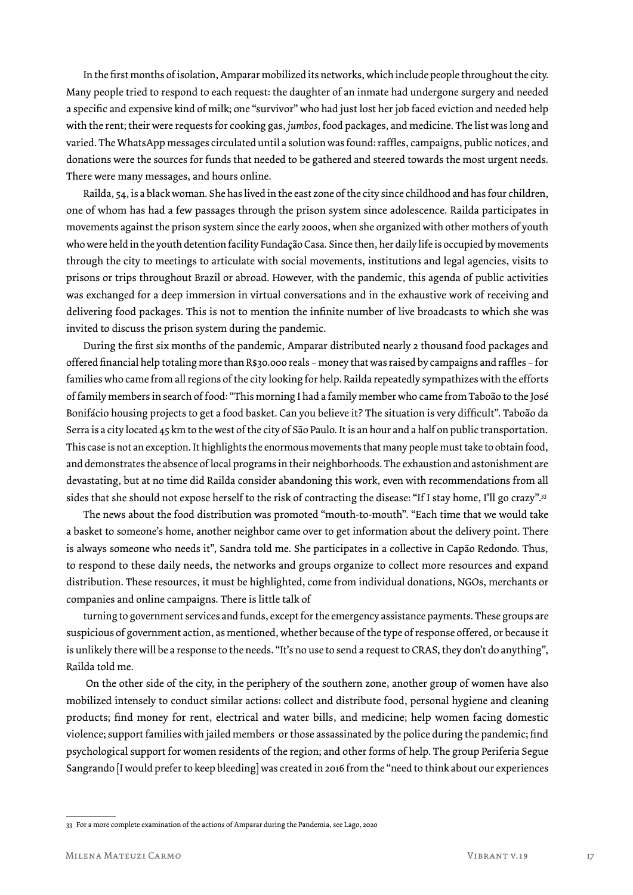In the first months of isolation, Amparar mobilized its networks, which include people throughout the city. Many people tried to respond to each request: the daughter of an inmate had undergone surgery and needed a specific and expensive kind of milk; one "survivor" who had just lost her job faced eviction and needed help with the rent; their were requests for cooking gas, *jumbos*, food packages, and medicine. The list was long and varied. The WhatsApp messages circulated until a solution was found: raffles, campaigns, public notices, and donations were the sources for funds that needed to be gathered and steered towards the most urgent needs. There were many messages, and hours online.

Railda, 54, is a black woman. She has lived in the east zone of the city since childhood and has four children, one of whom has had a few passages through the prison system since adolescence. Railda participates in movements against the prison system since the early 2000s, when she organized with other mothers of youth who were held in the youth detention facility Fundação Casa. Since then, her daily life is occupied by movements through the city to meetings to articulate with social movements, institutions and legal agencies, visits to prisons or trips throughout Brazil or abroad. However, with the pandemic, this agenda of public activities was exchanged for a deep immersion in virtual conversations and in the exhaustive work of receiving and delivering food packages. This is not to mention the infinite number of live broadcasts to which she was invited to discuss the prison system during the pandemic.

During the first six months of the pandemic, Amparar distributed nearly 2 thousand food packages and offered financial help totaling more than R$30.000 reals – money that was raised by campaigns and raffles – for families who came from all regions of the city looking for help. Railda repeatedly sympathizes with the efforts of family members in search of food: "This morning I had a family member who came from Taboão to the José Bonifácio housing projects to get a food basket. Can you believe it? The situation is very difficult". Taboão da Serra is a city located 45 km to the west of the city of São Paulo. It is an hour and a half on public transportation. This case is not an exception. It highlights the enormous movements that many people must take to obtain food, and demonstrates the absence of local programs in their neighborhoods. The exhaustion and astonishment are devastating, but at no time did Railda consider abandoning this work, even with recommendations from all sides that she should not expose herself to the risk of contracting the disease: "If I stay home, I'll go crazy".[33]

The news about the food distribution was promoted "mouth-to-mouth". "Each time that we would take a basket to someone's home, another neighbor came over to get information about the delivery point. There is always someone who needs it", Sandra told me. She participates in a collective in Capão Redondo. Thus, to respond to these daily needs, the networks and groups organize to collect more resources and expand distribution. These resources, it must be highlighted, come from individual donations, NGOs, merchants or companies and online campaigns. There is little talk of

turning to government services and funds, except for the emergency assistance payments. These groups are suspicious of government action, as mentioned, whether because of the type of response offered, or because it is unlikely there will be a response to the needs. "It's no use to send a request to CRAS, they don't do anything", Railda told me.

On the other side of the city, in the periphery of the southern zone, another group of women have also mobilized intensely to conduct similar actions: collect and distribute food, personal hygiene and cleaning products; find money for rent, electrical and water bills, and medicine; help women facing domestic violence; support families with jailed members or those assassinated by the police during the pandemic; find psychological support for women residents of the region; and other forms of help. The group Periferia Segue Sangrando [I would prefer to keep bleeding] was created in 2016 from the "need to think about our experiences

---

33 For a more complete examination of the actions of Amparar during the Pandemia, see Lago, 2020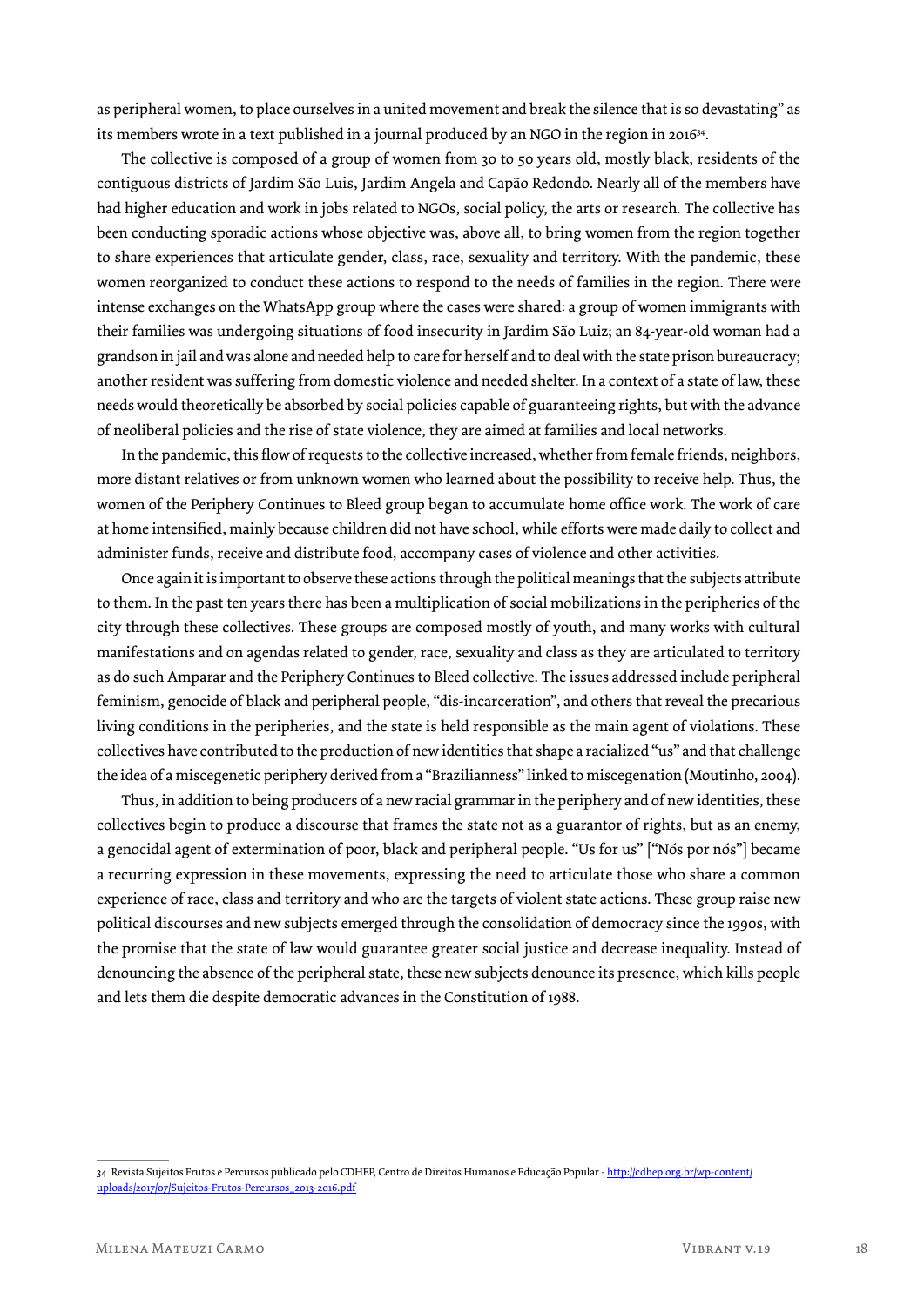as peripheral women, to place ourselves in a united movement and break the silence that is so devastating" as its members wrote in a text published in a journal produced by an NGO in the region in 2016[34].

The collective is composed of a group of women from 30 to 50 years old, mostly black, residents of the contiguous districts of Jardim São Luis, Jardim Angela and Capão Redondo. Nearly all of the members have had higher education and work in jobs related to NGOs, social policy, the arts or research. The collective has been conducting sporadic actions whose objective was, above all, to bring women from the region together to share experiences that articulate gender, class, race, sexuality and territory. With the pandemic, these women reorganized to conduct these actions to respond to the needs of families in the region. There were intense exchanges on the WhatsApp group where the cases were shared: a group of women immigrants with their families was undergoing situations of food insecurity in Jardim São Luiz; an 84-year-old woman had a grandson in jail and was alone and needed help to care for herself and to deal with the state prison bureaucracy; another resident was suffering from domestic violence and needed shelter. In a context of a state of law, these needs would theoretically be absorbed by social policies capable of guaranteeing rights, but with the advance of neoliberal policies and the rise of state violence, they are aimed at families and local networks.

In the pandemic, this flow of requests to the collective increased, whether from female friends, neighbors, more distant relatives or from unknown women who learned about the possibility to receive help. Thus, the women of the Periphery Continues to Bleed group began to accumulate home office work. The work of care at home intensified, mainly because children did not have school, while efforts were made daily to collect and administer funds, receive and distribute food, accompany cases of violence and other activities.

Once again it is important to observe these actions through the political meanings that the subjects attribute to them. In the past ten years there has been a multiplication of social mobilizations in the peripheries of the city through these collectives. These groups are composed mostly of youth, and many works with cultural manifestations and on agendas related to gender, race, sexuality and class as they are articulated to territory as do such Amparar and the Periphery Continues to Bleed collective. The issues addressed include peripheral feminism, genocide of black and peripheral people, "dis-incarceration", and others that reveal the precarious living conditions in the peripheries, and the state is held responsible as the main agent of violations. These collectives have contributed to the production of new identities that shape a racialized "us" and that challenge the idea of a miscegenetic periphery derived from a "Brazilianness" linked to miscegenation (Moutinho, 2004).

Thus, in addition to being producers of a new racial grammar in the periphery and of new identities, these collectives begin to produce a discourse that frames the state not as a guarantor of rights, but as an enemy, a genocidal agent of extermination of poor, black and peripheral people. "Us for us" ["Nós por nós"] became a recurring expression in these movements, expressing the need to articulate those who share a common experience of race, class and territory and who are the targets of violent state actions. These group raise new political discourses and new subjects emerged through the consolidation of democracy since the 1990s, with the promise that the state of law would guarantee greater social justice and decrease inequality. Instead of denouncing the absence of the peripheral state, these new subjects denounce its presence, which kills people and lets them die despite democratic advances in the Constitution of 1988.

---

34 Revista Sujeitos Frutos e Percursos publicado pelo CDHEP, Centro de Direitos Humanos e Educação Popular - http://cdhep.org.br/wp-content/uploads/2017/07/Sujeitos-Frutos-Percursos_2013-2016.pdf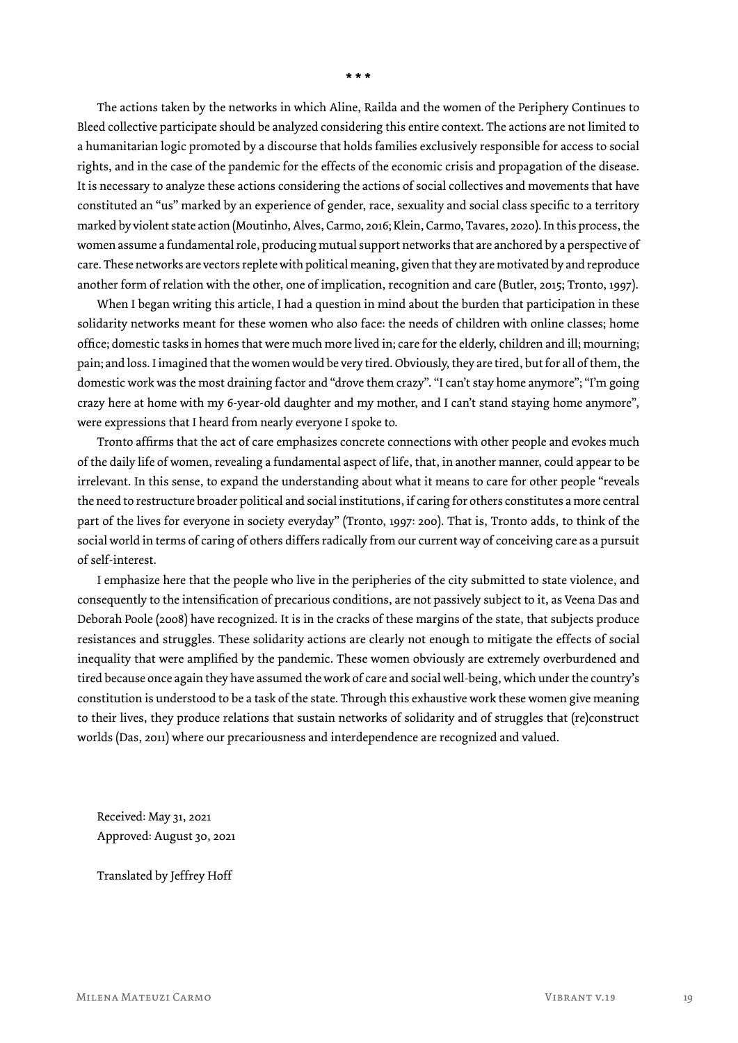\* \* \*

The actions taken by the networks in which Aline, Railda and the women of the Periphery Continues to Bleed collective participate should be analyzed considering this entire context. The actions are not limited to a humanitarian logic promoted by a discourse that holds families exclusively responsible for access to social rights, and in the case of the pandemic for the effects of the economic crisis and propagation of the disease. It is necessary to analyze these actions considering the actions of social collectives and movements that have constituted an "us" marked by an experience of gender, race, sexuality and social class specific to a territory marked by violent state action (Moutinho, Alves, Carmo, 2016; Klein, Carmo, Tavares, 2020). In this process, the women assume a fundamental role, producing mutual support networks that are anchored by a perspective of care. These networks are vectors replete with political meaning, given that they are motivated by and reproduce another form of relation with the other, one of implication, recognition and care (Butler, 2015; Tronto, 1997).

When I began writing this article, I had a question in mind about the burden that participation in these solidarity networks meant for these women who also face: the needs of children with online classes; home office; domestic tasks in homes that were much more lived in; care for the elderly, children and ill; mourning; pain; and loss. I imagined that the women would be very tired. Obviously, they are tired, but for all of them, the domestic work was the most draining factor and "drove them crazy". "I can't stay home anymore"; "I'm going crazy here at home with my 6-year-old daughter and my mother, and I can't stand staying home anymore", were expressions that I heard from nearly everyone I spoke to.

Tronto affirms that the act of care emphasizes concrete connections with other people and evokes much of the daily life of women, revealing a fundamental aspect of life, that, in another manner, could appear to be irrelevant. In this sense, to expand the understanding about what it means to care for other people "reveals the need to restructure broader political and social institutions, if caring for others constitutes a more central part of the lives for everyone in society everyday" (Tronto, 1997: 200). That is, Tronto adds, to think of the social world in terms of caring of others differs radically from our current way of conceiving care as a pursuit of self-interest.

I emphasize here that the people who live in the peripheries of the city submitted to state violence, and consequently to the intensification of precarious conditions, are not passively subject to it, as Veena Das and Deborah Poole (2008) have recognized. It is in the cracks of these margins of the state, that subjects produce resistances and struggles. These solidarity actions are clearly not enough to mitigate the effects of social inequality that were amplified by the pandemic. These women obviously are extremely overburdened and tired because once again they have assumed the work of care and social well-being, which under the country's constitution is understood to be a task of the state. Through this exhaustive work these women give meaning to their lives, they produce relations that sustain networks of solidarity and of struggles that (re)construct worlds (Das, 2011) where our precariousness and interdependence are recognized and valued.

Received: May 31, 2021
Approved: August 30, 2021

Translated by Jeffrey Hoff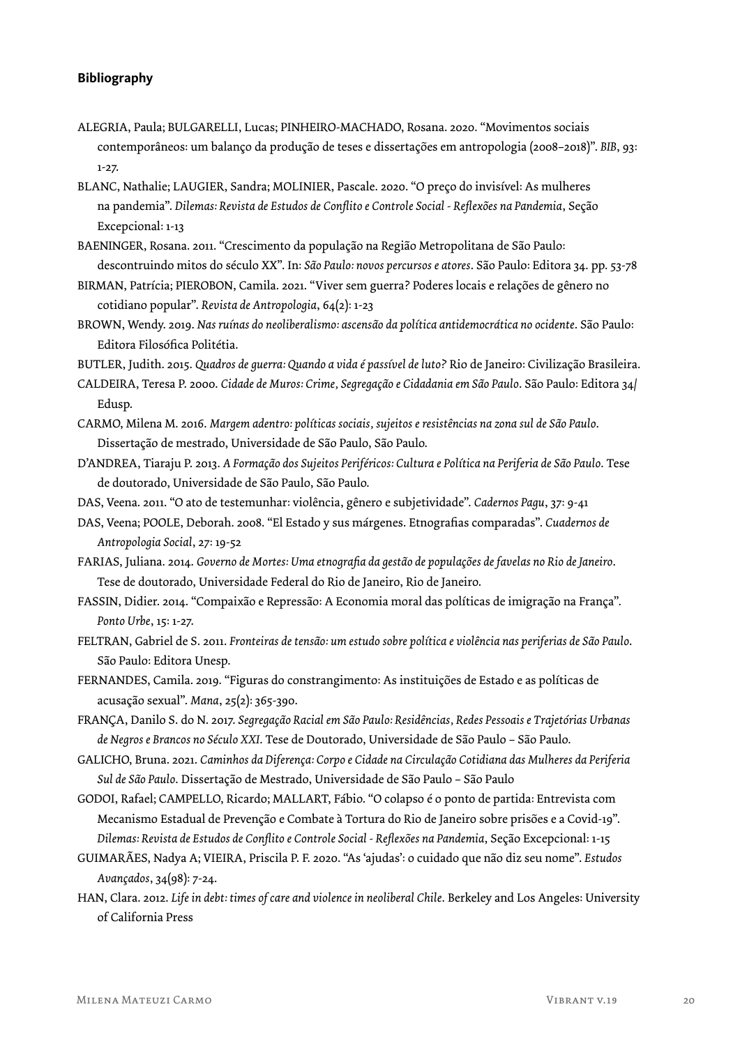## Bibliography

ALEGRIA, Paula; BULGARELLI, Lucas; PINHEIRO-MACHADO, Rosana. 2020. "Movimentos sociais contemporâneos: um balanço da produção de teses e dissertações em antropologia (2008–2018)". *BIB*, 93: 1-27.

BLANC, Nathalie; LAUGIER, Sandra; MOLINIER, Pascale. 2020. "O preço do invisível: As mulheres na pandemia". *Dilemas: Revista de Estudos de Conflito e Controle Social - Reflexões na Pandemia*, Seção Excepcional: 1-13

BAENINGER, Rosana. 2011. "Crescimento da população na Região Metropolitana de São Paulo: descontruindo mitos do século XX". In: *São Paulo: novos percursos e atores*. São Paulo: Editora 34. pp. 53-78

BIRMAN, Patrícia; PIEROBON, Camila. 2021. "Viver sem guerra? Poderes locais e relações de gênero no cotidiano popular". *Revista de Antropologia*, 64(2): 1-23

BROWN, Wendy. 2019. *Nas ruínas do neoliberalismo: ascensão da política antidemocrática no ocidente*. São Paulo: Editora Filosófica Politétia.

BUTLER, Judith. 2015. *Quadros de guerra: Quando a vida é passível de luto?* Rio de Janeiro: Civilização Brasileira.

CALDEIRA, Teresa P. 2000. *Cidade de Muros: Crime, Segregação e Cidadania em São Paulo*. São Paulo: Editora 34/ Edusp.

CARMO, Milena M. 2016. *Margem adentro: políticas sociais, sujeitos e resistências na zona sul de São Paulo*. Dissertação de mestrado, Universidade de São Paulo, São Paulo.

D'ANDREA, Tiaraju P. 2013. *A Formação dos Sujeitos Periféricos: Cultura e Política na Periferia de São Paulo*. Tese de doutorado, Universidade de São Paulo, São Paulo.

DAS, Veena. 2011. "O ato de testemunhar: violência, gênero e subjetividade". *Cadernos Pagu*, 37: 9-41

DAS, Veena; POOLE, Deborah. 2008. "El Estado y sus márgenes. Etnografias comparadas". *Cuadernos de Antropologia Social*, 27: 19-52

FARIAS, Juliana. 2014. *Governo de Mortes: Uma etnografia da gestão de populações de favelas no Rio de Janeiro*. Tese de doutorado, Universidade Federal do Rio de Janeiro, Rio de Janeiro.

FASSIN, Didier. 2014. "Compaixão e Repressão: A Economia moral das políticas de imigração na França". *Ponto Urbe*, 15: 1-27.

FELTRAN, Gabriel de S. 2011. *Fronteiras de tensão: um estudo sobre política e violência nas periferias de São Paulo*. São Paulo: Editora Unesp.

FERNANDES, Camila. 2019. "Figuras do constrangimento: As instituições de Estado e as políticas de acusação sexual". *Mana*, 25(2): 365-390.

FRANÇA, Danilo S. do N. 2017. *Segregação Racial em São Paulo: Residências, Redes Pessoais e Trajetórias Urbanas de Negros e Brancos no Século XXI*. Tese de Doutorado, Universidade de São Paulo – São Paulo.

GALICHO, Bruna. 2021. *Caminhos da Diferença: Corpo e Cidade na Circulação Cotidiana das Mulheres da Periferia Sul de São Paulo*. Dissertação de Mestrado, Universidade de São Paulo – São Paulo

GODOI, Rafael; CAMPELLO, Ricardo; MALLART, Fábio. "O colapso é o ponto de partida: Entrevista com Mecanismo Estadual de Prevenção e Combate à Tortura do Rio de Janeiro sobre prisões e a Covid-19". *Dilemas: Revista de Estudos de Conflito e Controle Social - Reflexões na Pandemia*, Seção Excepcional: 1-15

GUIMARÃES, Nadya A; VIEIRA, Priscila P. F. 2020. "As 'ajudas': o cuidado que não diz seu nome". *Estudos Avançados*, 34(98): 7-24.

HAN, Clara. 2012. *Life in debt: times of care and violence in neoliberal Chile*. Berkeley and Los Angeles: University of California Press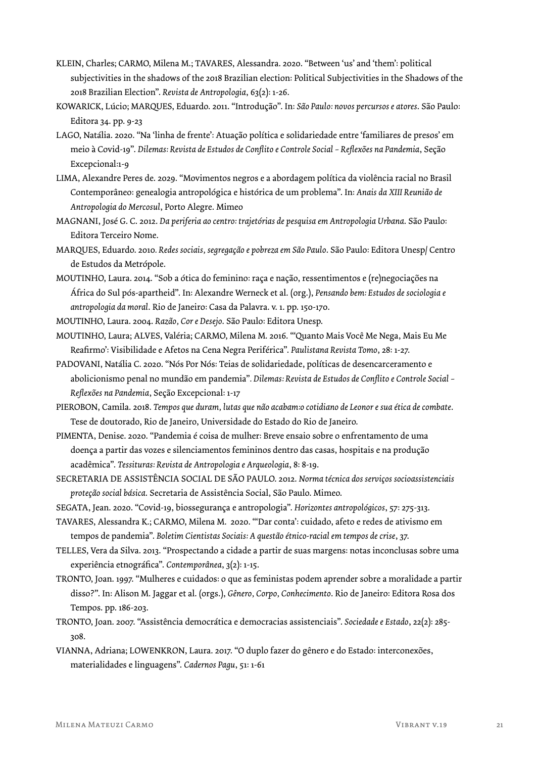KLEIN, Charles; CARMO, Milena M.; TAVARES, Alessandra. 2020. "Between 'us' and 'them': political subjectivities in the shadows of the 2018 Brazilian election: Political Subjectivities in the Shadows of the 2018 Brazilian Election". *Revista de Antropologia*, 63(2): 1-26.

KOWARICK, Lúcio; MARQUES, Eduardo. 2011. "Introdução". In: *São Paulo: novos percursos e atores*. São Paulo: Editora 34. pp. 9-23

LAGO, Natália. 2020. "Na 'linha de frente': Atuação política e solidariedade entre 'familiares de presos' em meio à Covid-19". *Dilemas: Revista de Estudos de Conflito e Controle Social – Reflexões na Pandemia*, Seção Excepcional:1-9

LIMA, Alexandre Peres de. 2029. "Movimentos negros e a abordagem política da violência racial no Brasil Contemporâneo: genealogia antropológica e histórica de um problema". In: *Anais da XIII Reunião de Antropologia do Mercosul*, Porto Alegre. Mimeo

MAGNANI, José G. C. 2012. *Da periferia ao centro: trajetórias de pesquisa em Antropologia Urbana*. São Paulo: Editora Terceiro Nome.

MARQUES, Eduardo. 2010. *Redes sociais, segregação e pobreza em São Paulo*. São Paulo: Editora Unesp/ Centro de Estudos da Metrópole.

MOUTINHO, Laura. 2014. "Sob a ótica do feminino: raça e nação, ressentimentos e (re)negociações na África do Sul pós-apartheid". In: Alexandre Werneck et al. (org.), *Pensando bem: Estudos de sociologia e antropologia da moral*. Rio de Janeiro: Casa da Palavra. v. 1. pp. 150-170.

MOUTINHO, Laura. 2004. *Razão, Cor e Desejo*. São Paulo: Editora Unesp.

MOUTINHO, Laura; ALVES, Valéria; CARMO, Milena M. 2016. "'Quanto Mais Você Me Nega, Mais Eu Me Reafirmo': Visibilidade e Afetos na Cena Negra Periférica". *Paulistana Revista Tomo*, 28: 1-27.

PADOVANI, Natália C. 2020. "Nós Por Nós: Teias de solidariedade, políticas de desencarceramento e abolicionismo penal no mundão em pandemia". *Dilemas: Revista de Estudos de Conflito e Controle Social – Reflexões na Pandemia*, Seção Excepcional: 1-17

PIEROBON, Camila. 2018. *Tempos que duram, lutas que não acabam:o cotidiano de Leonor e sua ética de combate*. Tese de doutorado, Rio de Janeiro, Universidade do Estado do Rio de Janeiro.

PIMENTA, Denise. 2020. "Pandemia é coisa de mulher: Breve ensaio sobre o enfrentamento de uma doença a partir das vozes e silenciamentos femininos dentro das casas, hospitais e na produção acadêmica". *Tessituras: Revista de Antropologia e Arqueologia*, 8: 8-19.

SECRETARIA DE ASSISTÊNCIA SOCIAL DE SÃO PAULO. 2012. *Norma técnica dos serviços socioassistenciais proteção social básica*. Secretaria de Assistência Social, São Paulo. Mimeo.

SEGATA, Jean. 2020. "Covid-19, biossegurança e antropologia". *Horizontes antropológicos*, 57: 275-313.

TAVARES, Alessandra K.; CARMO, Milena M. 2020. "'Dar conta': cuidado, afeto e redes de ativismo em tempos de pandemia". *Boletim Cientistas Sociais: A questão étnico-racial em tempos de crise*, 37.

TELLES, Vera da Silva. 2013. "Prospectando a cidade a partir de suas margens: notas inconclusas sobre uma experiência etnográfica". *Contemporânea*, 3(2): 1-15.

TRONTO, Joan. 1997. "Mulheres e cuidados: o que as feministas podem aprender sobre a moralidade a partir disso?". In: Alison M. Jaggar et al. (orgs.), *Gênero, Corpo, Conhecimento*. Rio de Janeiro: Editora Rosa dos Tempos. pp. 186-203.

TRONTO, Joan. 2007. "Assistência democrática e democracias assistenciais". *Sociedade e Estado*, 22(2): 285-308.

VIANNA, Adriana; LOWENKRON, Laura. 2017. "O duplo fazer do gênero e do Estado: interconexões, materialidades e linguagens". *Cadernos Pagu*, 51: 1-61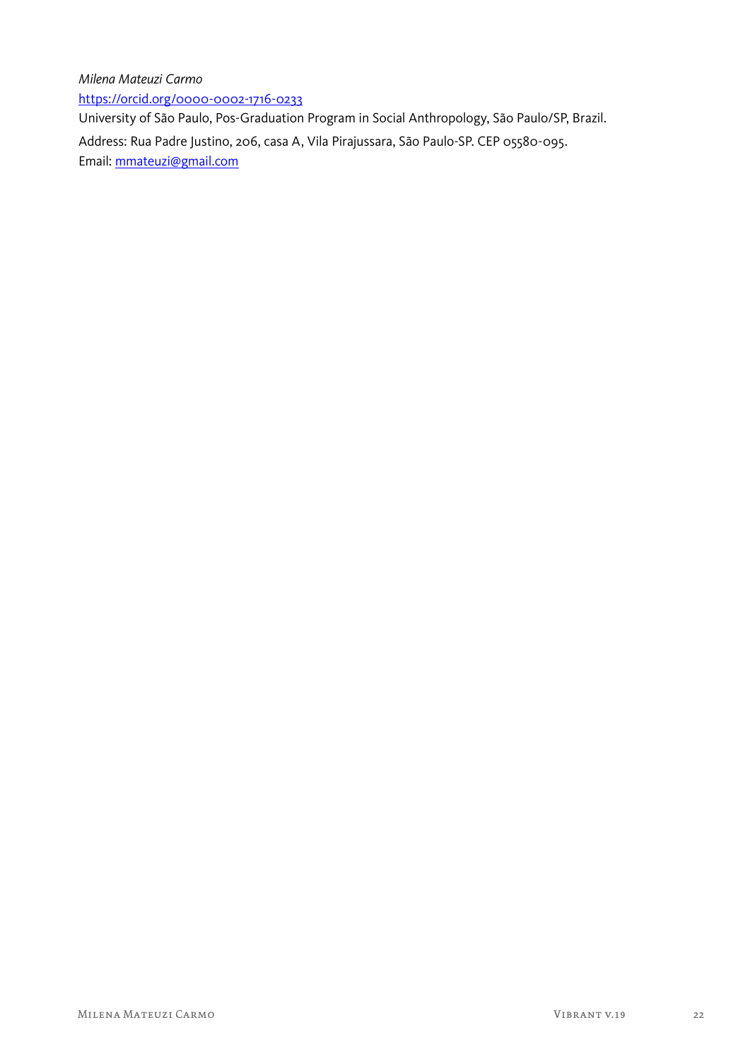*Milena Mateuzi Carmo*

https://orcid.org/0000-0002-1716-0233

University of São Paulo, Pos-Graduation Program in Social Anthropology, São Paulo/SP, Brazil.

Address: Rua Padre Justino, 206, casa A, Vila Pirajussara, São Paulo-SP. CEP 05580-095.

Email: mmateuzi@gmail.com